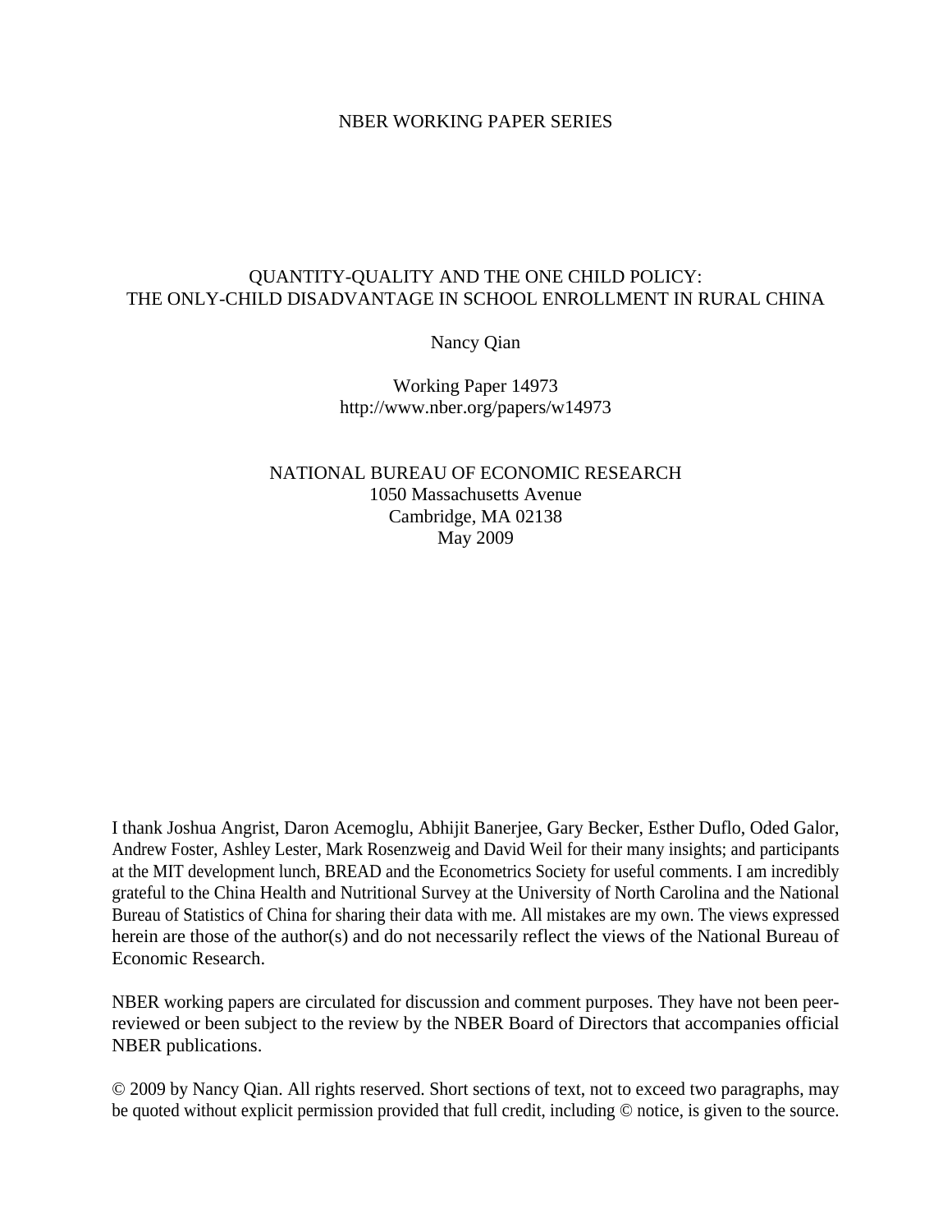NBER WORKING PAPER SERIES

# QUANTITY-QUALITY AND THE ONE CHILD POLICY: THE ONLY-CHILD DISADVANTAGE IN SCHOOL ENROLLMENT IN RURAL CHINA

Nancy Qian

Working Paper 14973
http://www.nber.org/papers/w14973

NATIONAL BUREAU OF ECONOMIC RESEARCH
1050 Massachusetts Avenue
Cambridge, MA 02138
May 2009

I thank Joshua Angrist, Daron Acemoglu, Abhijit Banerjee, Gary Becker, Esther Duflo, Oded Galor, Andrew Foster, Ashley Lester, Mark Rosenzweig and David Weil for their many insights; and participants at the MIT development lunch, BREAD and the Econometrics Society for useful comments. I am incredibly grateful to the China Health and Nutritional Survey at the University of North Carolina and the National Bureau of Statistics of China for sharing their data with me. All mistakes are my own. The views expressed herein are those of the author(s) and do not necessarily reflect the views of the National Bureau of Economic Research.

NBER working papers are circulated for discussion and comment purposes. They have not been peer-reviewed or been subject to the review by the NBER Board of Directors that accompanies official NBER publications.

© 2009 by Nancy Qian. All rights reserved. Short sections of text, not to exceed two paragraphs, may be quoted without explicit permission provided that full credit, including © notice, is given to the source.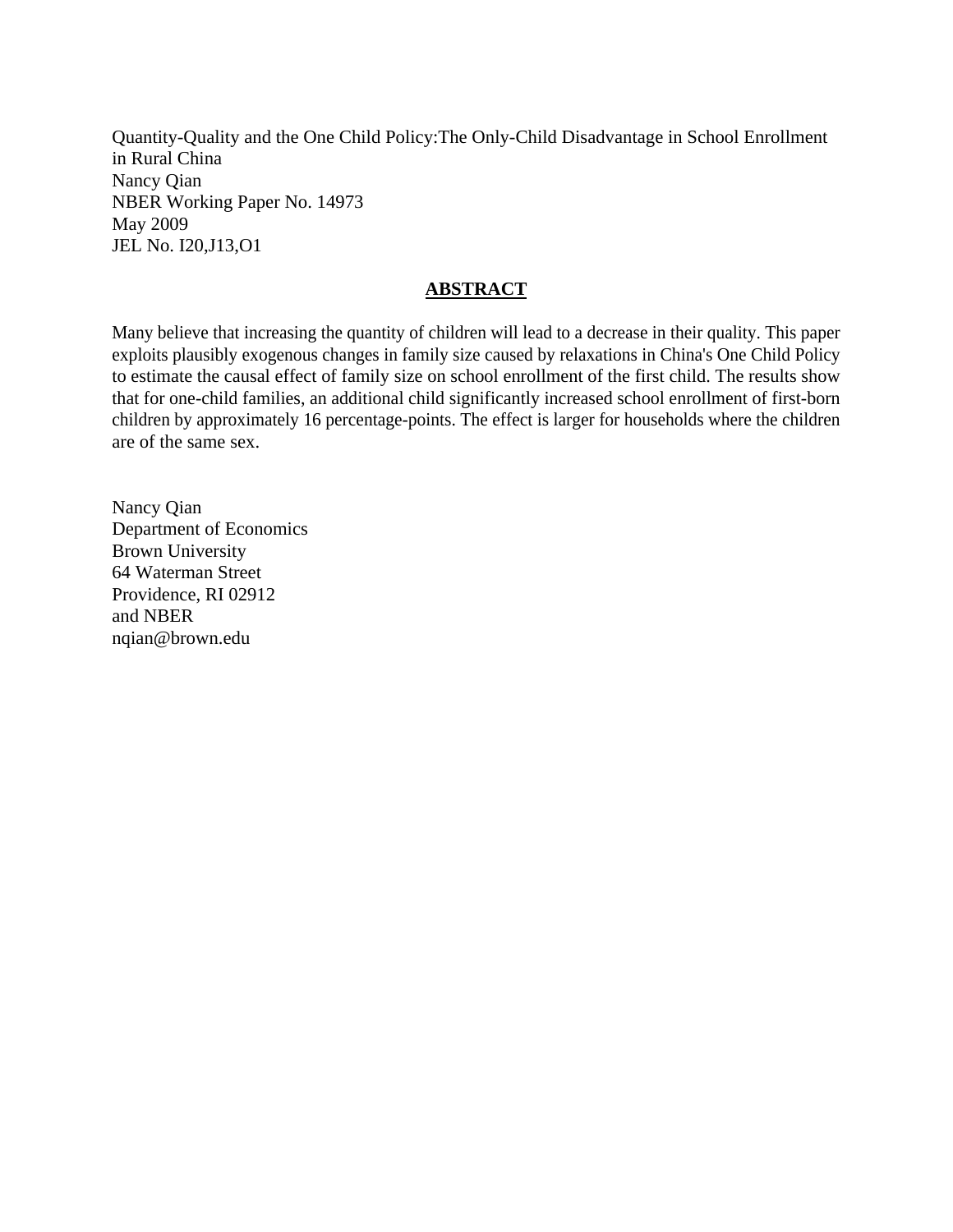Quantity-Quality and the One Child Policy:The Only-Child Disadvantage in School Enrollment in Rural China
Nancy Qian
NBER Working Paper No. 14973
May 2009
JEL No. I20,J13,O1

## ABSTRACT

Many believe that increasing the quantity of children will lead to a decrease in their quality. This paper exploits plausibly exogenous changes in family size caused by relaxations in China's One Child Policy to estimate the causal effect of family size on school enrollment of the first child. The results show that for one-child families, an additional child significantly increased school enrollment of first-born children by approximately 16 percentage-points. The effect is larger for households where the children are of the same sex.

Nancy Qian
Department of Economics
Brown University
64 Waterman Street
Providence, RI 02912
and NBER
nqian@brown.edu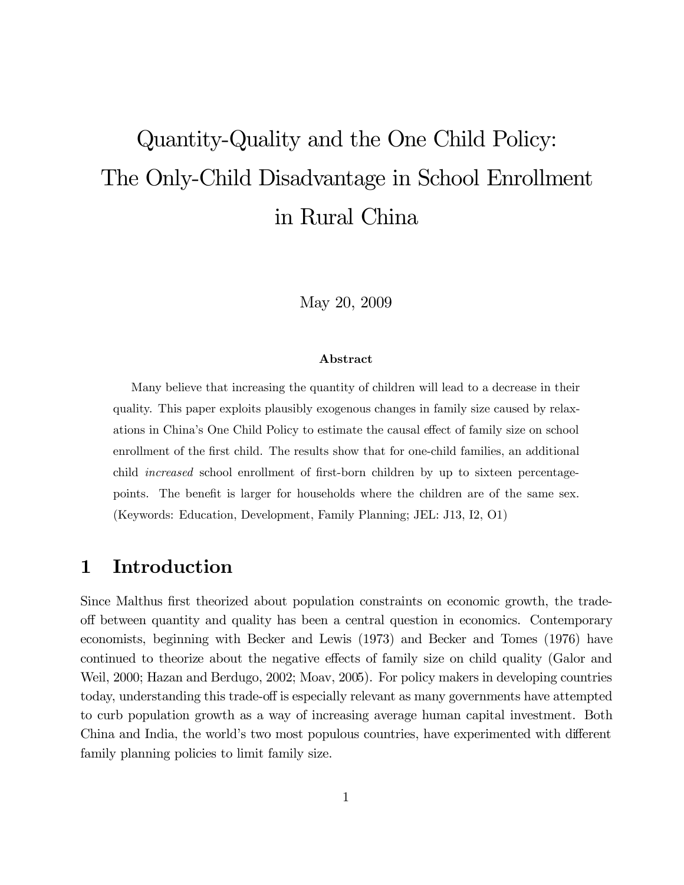# Quantity-Quality and the One Child Policy: The Only-Child Disadvantage in School Enrollment in Rural China

May 20, 2009

**Abstract**

Many believe that increasing the quantity of children will lead to a decrease in their quality. This paper exploits plausibly exogenous changes in family size caused by relaxations in China's One Child Policy to estimate the causal effect of family size on school enrollment of the first child. The results show that for one-child families, an additional child *increased* school enrollment of first-born children by up to sixteen percentage-points. The benefit is larger for households where the children are of the same sex. (Keywords: Education, Development, Family Planning; JEL: J13, I2, O1)

## 1 Introduction

Since Malthus first theorized about population constraints on economic growth, the trade-off between quantity and quality has been a central question in economics. Contemporary economists, beginning with Becker and Lewis (1973) and Becker and Tomes (1976) have continued to theorize about the negative effects of family size on child quality (Galor and Weil, 2000; Hazan and Berdugo, 2002; Moav, 2005). For policy makers in developing countries today, understanding this trade-off is especially relevant as many governments have attempted to curb population growth as a way of increasing average human capital investment. Both China and India, the world's two most populous countries, have experimented with different family planning policies to limit family size.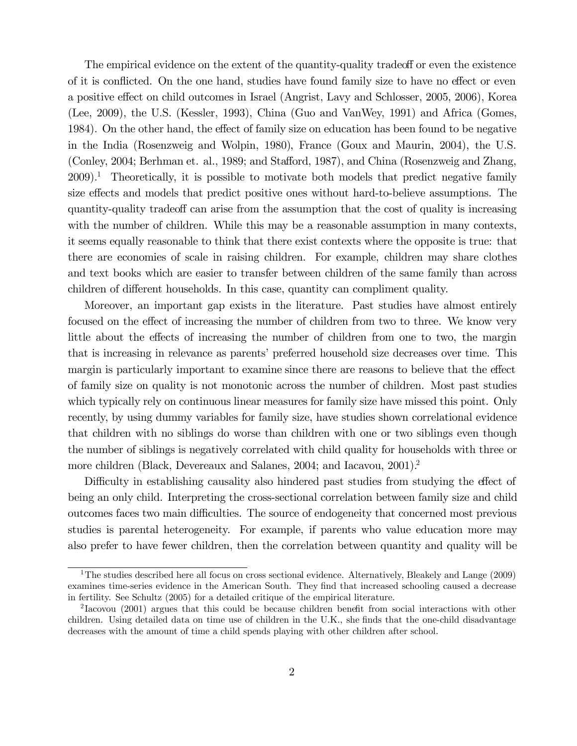The empirical evidence on the extent of the quantity-quality tradeoff or even the existence of it is conflicted. On the one hand, studies have found family size to have no effect or even a positive effect on child outcomes in Israel (Angrist, Lavy and Schlosser, 2005, 2006), Korea (Lee, 2009), the U.S. (Kessler, 1993), China (Guo and VanWey, 1991) and Africa (Gomes, 1984). On the other hand, the effect of family size on education has been found to be negative in the India (Rosenzweig and Wolpin, 1980), France (Goux and Maurin, 2004), the U.S. (Conley, 2004; Berhman et. al., 1989; and Stafford, 1987), and China (Rosenzweig and Zhang, 2009).[1] Theoretically, it is possible to motivate both models that predict negative family size effects and models that predict positive ones without hard-to-believe assumptions. The quantity-quality tradeoff can arise from the assumption that the cost of quality is increasing with the number of children. While this may be a reasonable assumption in many contexts, it seems equally reasonable to think that there exist contexts where the opposite is true: that there are economies of scale in raising children. For example, children may share clothes and text books which are easier to transfer between children of the same family than across children of different households. In this case, quantity can compliment quality.

Moreover, an important gap exists in the literature. Past studies have almost entirely focused on the effect of increasing the number of children from two to three. We know very little about the effects of increasing the number of children from one to two, the margin that is increasing in relevance as parents' preferred household size decreases over time. This margin is particularly important to examine since there are reasons to believe that the effect of family size on quality is not monotonic across the number of children. Most past studies which typically rely on continuous linear measures for family size have missed this point. Only recently, by using dummy variables for family size, have studies shown correlational evidence that children with no siblings do worse than children with one or two siblings even though the number of siblings is negatively correlated with child quality for households with three or more children (Black, Devereaux and Salanes, 2004; and Iacavou, 2001).[2]

Difficulty in establishing causality also hindered past studies from studying the effect of being an only child. Interpreting the cross-sectional correlation between family size and child outcomes faces two main difficulties. The source of endogeneity that concerned most previous studies is parental heterogeneity. For example, if parents who value education more may also prefer to have fewer children, then the correlation between quantity and quality will be

[1] The studies described here all focus on cross sectional evidence. Alternatively, Bleakely and Lange (2009) examines time-series evidence in the American South. They find that increased schooling caused a decrease in fertility. See Schultz (2005) for a detailed critique of the empirical literature.

[2] Iacovou (2001) argues that this could be because children benefit from social interactions with other children. Using detailed data on time use of children in the U.K., she finds that the one-child disadvantage decreases with the amount of time a child spends playing with other children after school.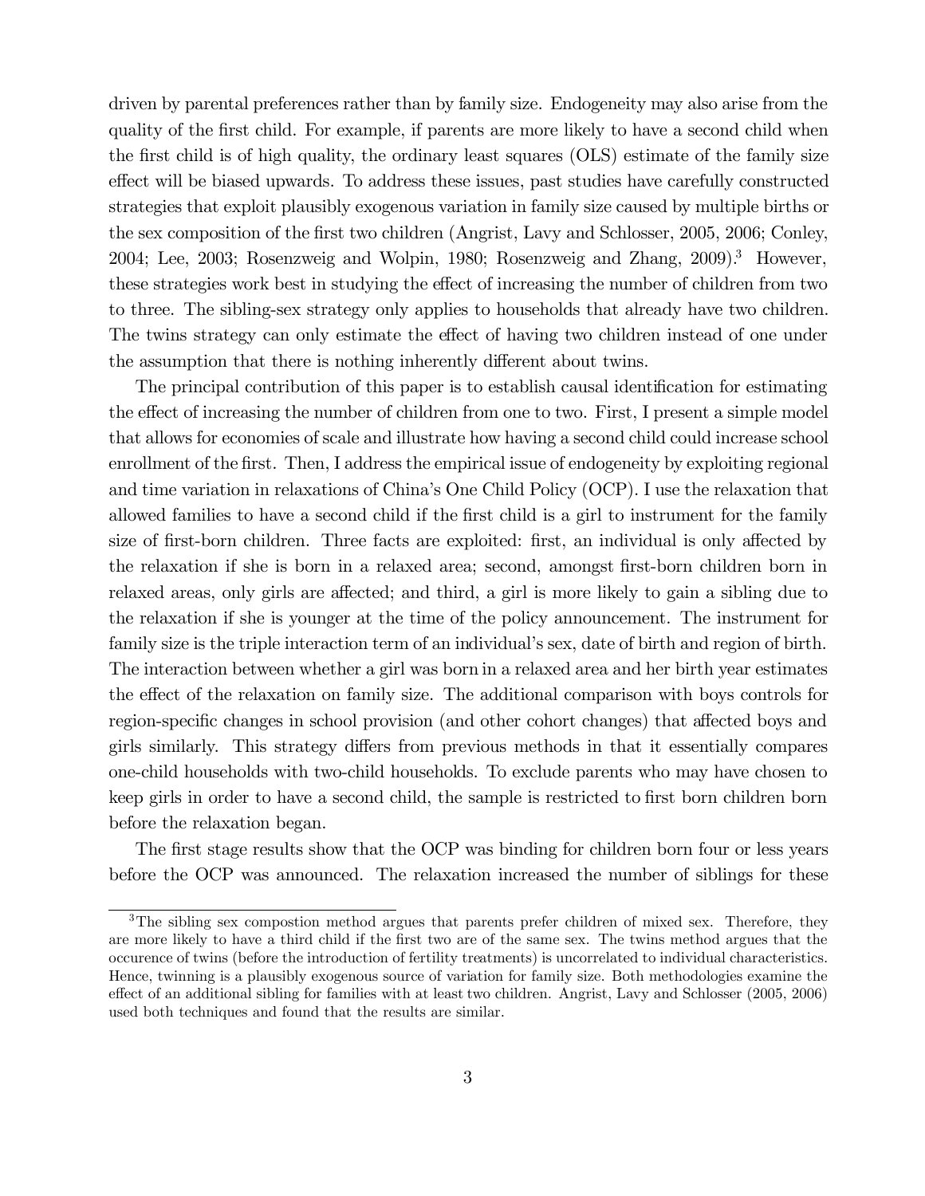driven by parental preferences rather than by family size. Endogeneity may also arise from the quality of the first child. For example, if parents are more likely to have a second child when the first child is of high quality, the ordinary least squares (OLS) estimate of the family size effect will be biased upwards. To address these issues, past studies have carefully constructed strategies that exploit plausibly exogenous variation in family size caused by multiple births or the sex composition of the first two children (Angrist, Lavy and Schlosser, 2005, 2006; Conley, 2004; Lee, 2003; Rosenzweig and Wolpin, 1980; Rosenzweig and Zhang, 2009).[3] However, these strategies work best in studying the effect of increasing the number of children from two to three. The sibling-sex strategy only applies to households that already have two children. The twins strategy can only estimate the effect of having two children instead of one under the assumption that there is nothing inherently different about twins.

The principal contribution of this paper is to establish causal identification for estimating the effect of increasing the number of children from one to two. First, I present a simple model that allows for economies of scale and illustrate how having a second child could increase school enrollment of the first. Then, I address the empirical issue of endogeneity by exploiting regional and time variation in relaxations of China's One Child Policy (OCP). I use the relaxation that allowed families to have a second child if the first child is a girl to instrument for the family size of first-born children. Three facts are exploited: first, an individual is only affected by the relaxation if she is born in a relaxed area; second, amongst first-born children born in relaxed areas, only girls are affected; and third, a girl is more likely to gain a sibling due to the relaxation if she is younger at the time of the policy announcement. The instrument for family size is the triple interaction term of an individual's sex, date of birth and region of birth. The interaction between whether a girl was born in a relaxed area and her birth year estimates the effect of the relaxation on family size. The additional comparison with boys controls for region-specific changes in school provision (and other cohort changes) that affected boys and girls similarly. This strategy differs from previous methods in that it essentially compares one-child households with two-child households. To exclude parents who may have chosen to keep girls in order to have a second child, the sample is restricted to first born children born before the relaxation began.

The first stage results show that the OCP was binding for children born four or less years before the OCP was announced. The relaxation increased the number of siblings for these

[3] The sibling sex compostion method argues that parents prefer children of mixed sex. Therefore, they are more likely to have a third child if the first two are of the same sex. The twins method argues that the occurence of twins (before the introduction of fertility treatments) is uncorrelated to individual characteristics. Hence, twinning is a plausibly exogenous source of variation for family size. Both methodologies examine the effect of an additional sibling for families with at least two children. Angrist, Lavy and Schlosser (2005, 2006) used both techniques and found that the results are similar.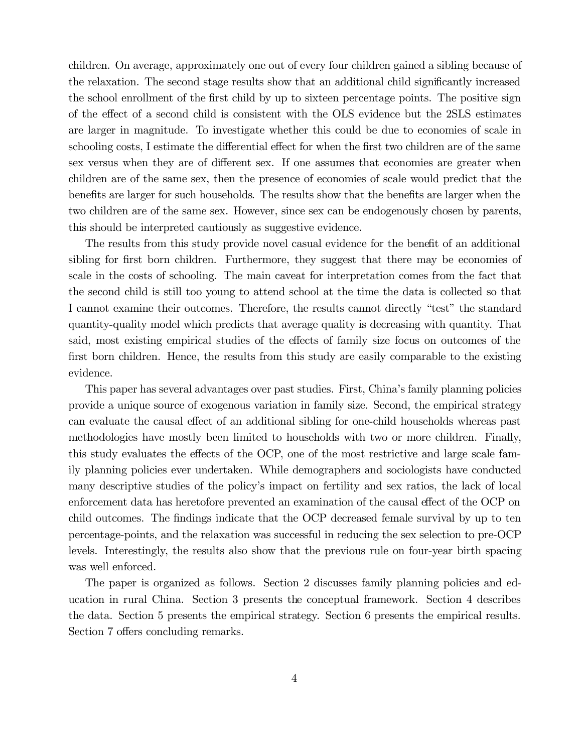children. On average, approximately one out of every four children gained a sibling because of the relaxation. The second stage results show that an additional child significantly increased the school enrollment of the first child by up to sixteen percentage points. The positive sign of the effect of a second child is consistent with the OLS evidence but the 2SLS estimates are larger in magnitude. To investigate whether this could be due to economies of scale in schooling costs, I estimate the differential effect for when the first two children are of the same sex versus when they are of different sex. If one assumes that economies are greater when children are of the same sex, then the presence of economies of scale would predict that the benefits are larger for such households. The results show that the benefits are larger when the two children are of the same sex. However, since sex can be endogenously chosen by parents, this should be interpreted cautiously as suggestive evidence.

The results from this study provide novel casual evidence for the benefit of an additional sibling for first born children. Furthermore, they suggest that there may be economies of scale in the costs of schooling. The main caveat for interpretation comes from the fact that the second child is still too young to attend school at the time the data is collected so that I cannot examine their outcomes. Therefore, the results cannot directly "test" the standard quantity-quality model which predicts that average quality is decreasing with quantity. That said, most existing empirical studies of the effects of family size focus on outcomes of the first born children. Hence, the results from this study are easily comparable to the existing evidence.

This paper has several advantages over past studies. First, China's family planning policies provide a unique source of exogenous variation in family size. Second, the empirical strategy can evaluate the causal effect of an additional sibling for one-child households whereas past methodologies have mostly been limited to households with two or more children. Finally, this study evaluates the effects of the OCP, one of the most restrictive and large scale family planning policies ever undertaken. While demographers and sociologists have conducted many descriptive studies of the policy's impact on fertility and sex ratios, the lack of local enforcement data has heretofore prevented an examination of the causal effect of the OCP on child outcomes. The findings indicate that the OCP decreased female survival by up to ten percentage-points, and the relaxation was successful in reducing the sex selection to pre-OCP levels. Interestingly, the results also show that the previous rule on four-year birth spacing was well enforced.

The paper is organized as follows. Section 2 discusses family planning policies and education in rural China. Section 3 presents the conceptual framework. Section 4 describes the data. Section 5 presents the empirical strategy. Section 6 presents the empirical results. Section 7 offers concluding remarks.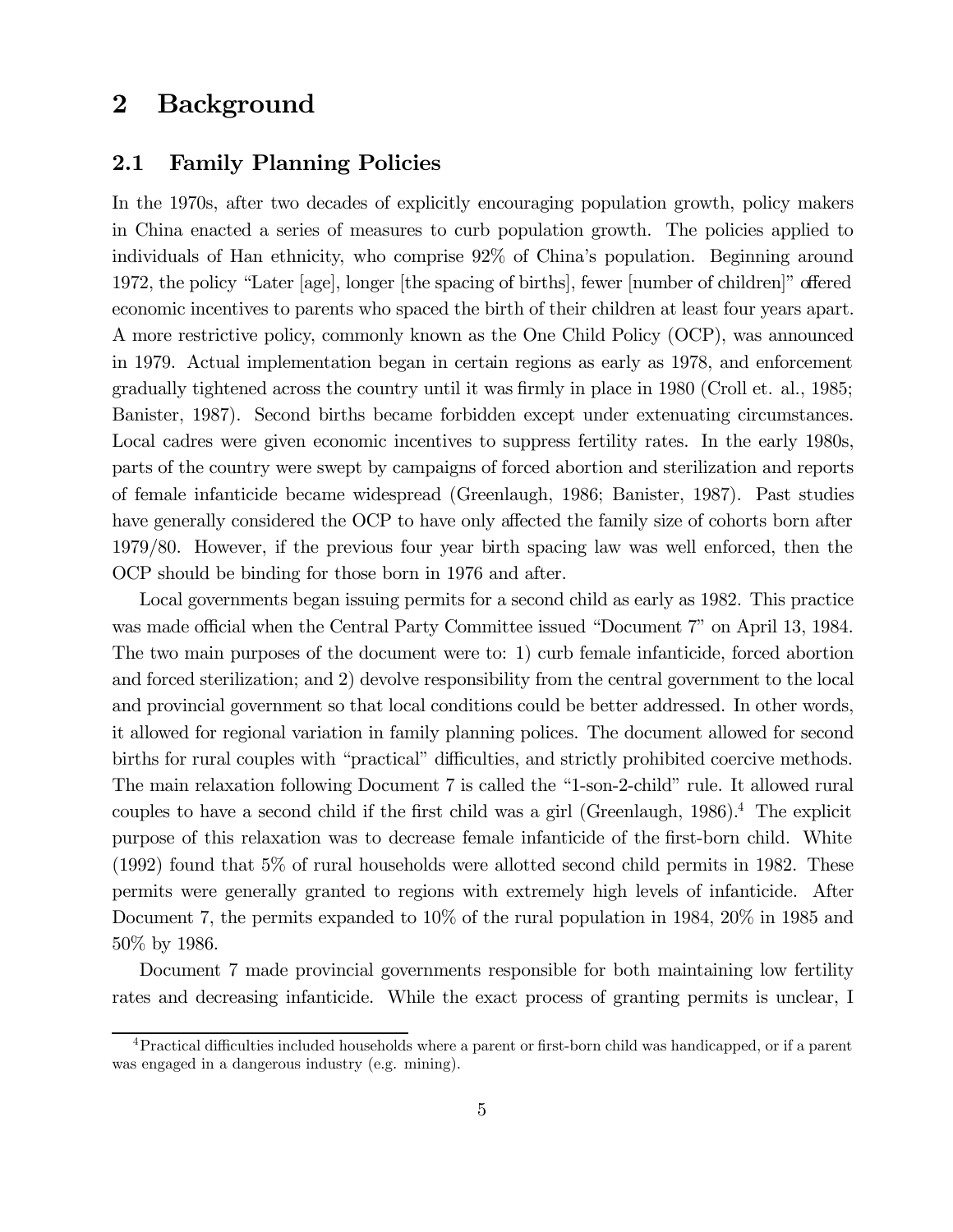# 2 Background

## 2.1 Family Planning Policies

In the 1970s, after two decades of explicitly encouraging population growth, policy makers in China enacted a series of measures to curb population growth. The policies applied to individuals of Han ethnicity, who comprise 92% of China's population. Beginning around 1972, the policy "Later [age], longer [the spacing of births], fewer [number of children]" offered economic incentives to parents who spaced the birth of their children at least four years apart. A more restrictive policy, commonly known as the One Child Policy (OCP), was announced in 1979. Actual implementation began in certain regions as early as 1978, and enforcement gradually tightened across the country until it was firmly in place in 1980 (Croll et. al., 1985; Banister, 1987). Second births became forbidden except under extenuating circumstances. Local cadres were given economic incentives to suppress fertility rates. In the early 1980s, parts of the country were swept by campaigns of forced abortion and sterilization and reports of female infanticide became widespread (Greenlaugh, 1986; Banister, 1987). Past studies have generally considered the OCP to have only affected the family size of cohorts born after 1979/80. However, if the previous four year birth spacing law was well enforced, then the OCP should be binding for those born in 1976 and after.

Local governments began issuing permits for a second child as early as 1982. This practice was made official when the Central Party Committee issued "Document 7" on April 13, 1984. The two main purposes of the document were to: 1) curb female infanticide, forced abortion and forced sterilization; and 2) devolve responsibility from the central government to the local and provincial government so that local conditions could be better addressed. In other words, it allowed for regional variation in family planning polices. The document allowed for second births for rural couples with "practical" difficulties, and strictly prohibited coercive methods. The main relaxation following Document 7 is called the "1-son-2-child" rule. It allowed rural couples to have a second child if the first child was a girl (Greenlaugh, 1986).[4] The explicit purpose of this relaxation was to decrease female infanticide of the first-born child. White (1992) found that 5% of rural households were allotted second child permits in 1982. These permits were generally granted to regions with extremely high levels of infanticide. After Document 7, the permits expanded to 10% of the rural population in 1984, 20% in 1985 and 50% by 1986.

Document 7 made provincial governments responsible for both maintaining low fertility rates and decreasing infanticide. While the exact process of granting permits is unclear, I

[4] Practical difficulties included households where a parent or first-born child was handicapped, or if a parent was engaged in a dangerous industry (e.g. mining).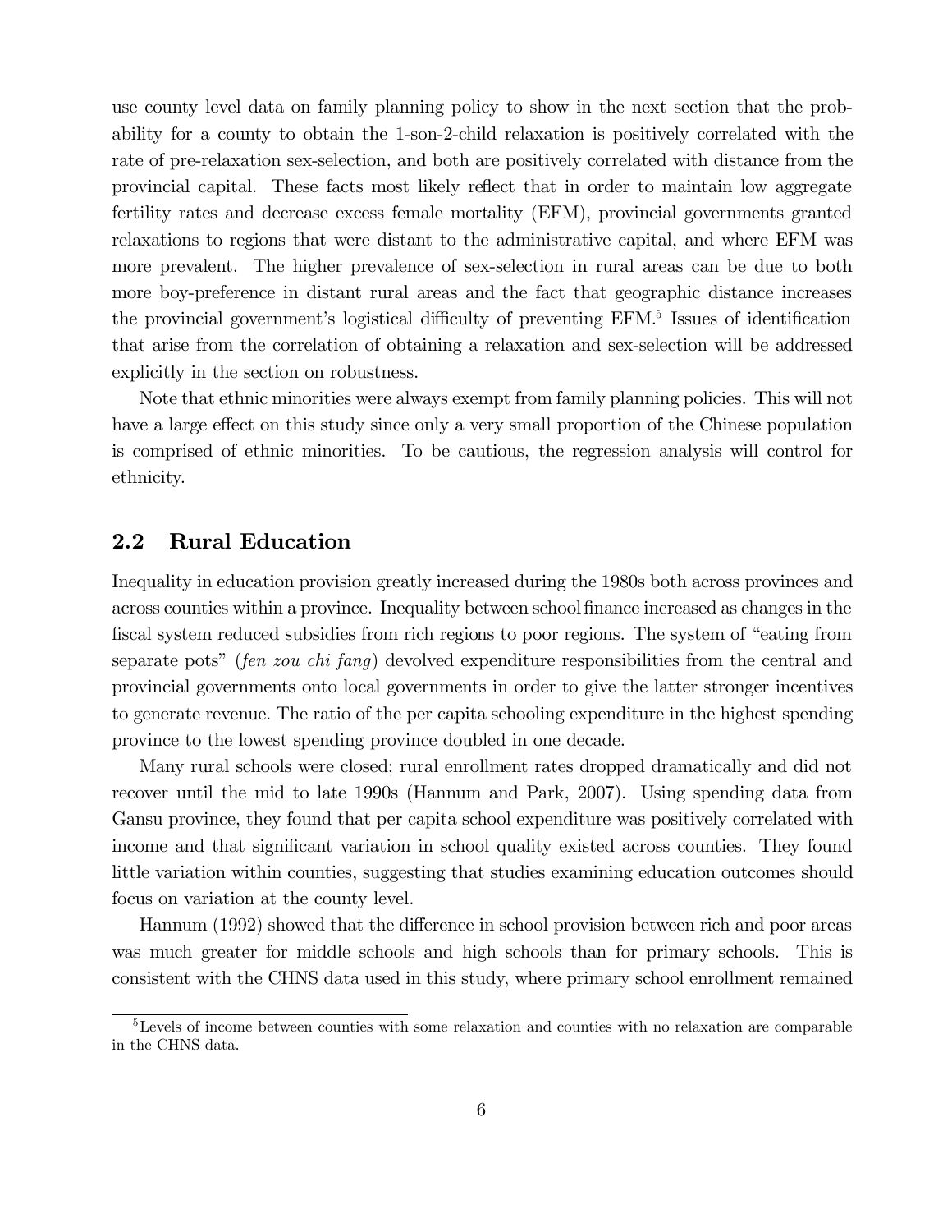use county level data on family planning policy to show in the next section that the probability for a county to obtain the 1-son-2-child relaxation is positively correlated with the rate of pre-relaxation sex-selection, and both are positively correlated with distance from the provincial capital. These facts most likely reflect that in order to maintain low aggregate fertility rates and decrease excess female mortality (EFM), provincial governments granted relaxations to regions that were distant to the administrative capital, and where EFM was more prevalent. The higher prevalence of sex-selection in rural areas can be due to both more boy-preference in distant rural areas and the fact that geographic distance increases the provincial government's logistical difficulty of preventing EFM.[5] Issues of identification that arise from the correlation of obtaining a relaxation and sex-selection will be addressed explicitly in the section on robustness.

Note that ethnic minorities were always exempt from family planning policies. This will not have a large effect on this study since only a very small proportion of the Chinese population is comprised of ethnic minorities. To be cautious, the regression analysis will control for ethnicity.

## 2.2 Rural Education

Inequality in education provision greatly increased during the 1980s both across provinces and across counties within a province. Inequality between school finance increased as changes in the fiscal system reduced subsidies from rich regions to poor regions. The system of "eating from separate pots" (*fen zou chi fang*) devolved expenditure responsibilities from the central and provincial governments onto local governments in order to give the latter stronger incentives to generate revenue. The ratio of the per capita schooling expenditure in the highest spending province to the lowest spending province doubled in one decade.

Many rural schools were closed; rural enrollment rates dropped dramatically and did not recover until the mid to late 1990s (Hannum and Park, 2007). Using spending data from Gansu province, they found that per capita school expenditure was positively correlated with income and that significant variation in school quality existed across counties. They found little variation within counties, suggesting that studies examining education outcomes should focus on variation at the county level.

Hannum (1992) showed that the difference in school provision between rich and poor areas was much greater for middle schools and high schools than for primary schools. This is consistent with the CHNS data used in this study, where primary school enrollment remained

[5] Levels of income between counties with some relaxation and counties with no relaxation are comparable in the CHNS data.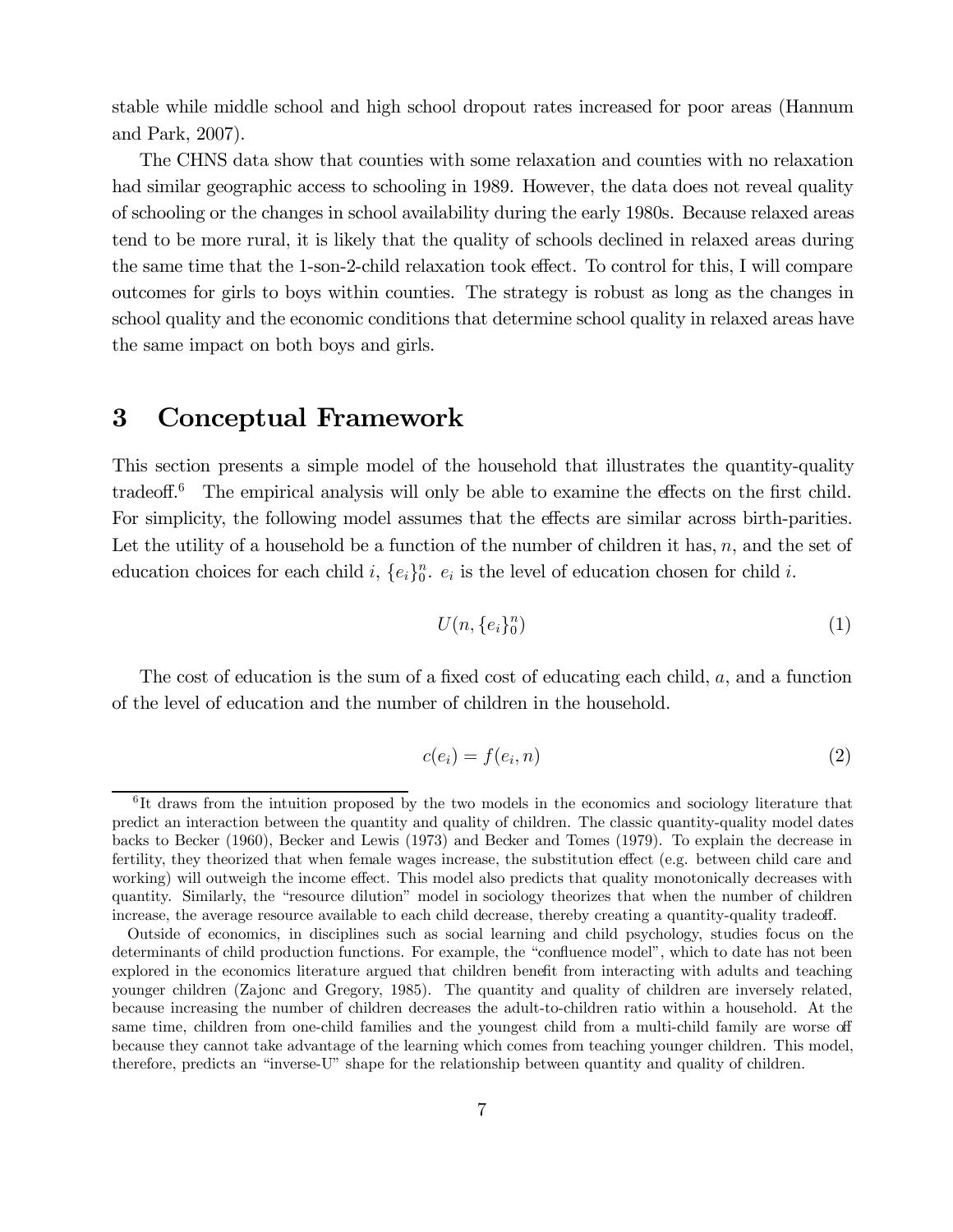stable while middle school and high school dropout rates increased for poor areas (Hannum and Park, 2007).

The CHNS data show that counties with some relaxation and counties with no relaxation had similar geographic access to schooling in 1989. However, the data does not reveal quality of schooling or the changes in school availability during the early 1980s. Because relaxed areas tend to be more rural, it is likely that the quality of schools declined in relaxed areas during the same time that the 1-son-2-child relaxation took effect. To control for this, I will compare outcomes for girls to boys within counties. The strategy is robust as long as the changes in school quality and the economic conditions that determine school quality in relaxed areas have the same impact on both boys and girls.

# 3 Conceptual Framework

This section presents a simple model of the household that illustrates the quantity-quality tradeoff.[6] The empirical analysis will only be able to examine the effects on the first child. For simplicity, the following model assumes that the effects are similar across birth-parities. Let the utility of a household be a function of the number of children it has, $n$, and the set of education choices for each child $i$, $\{e_i\}_0^n$. $e_i$ is the level of education chosen for child $i$.

$$U(n, \{e_i\}_0^n) \tag{1}$$

The cost of education is the sum of a fixed cost of educating each child, $a$, and a function of the level of education and the number of children in the household.

$$c(e_i) = f(e_i, n) \tag{2}$$

[6] It draws from the intuition proposed by the two models in the economics and sociology literature that predict an interaction between the quantity and quality of children. The classic quantity-quality model dates backs to Becker (1960), Becker and Lewis (1973) and Becker and Tomes (1979). To explain the decrease in fertility, they theorized that when female wages increase, the substitution effect (e.g. between child care and working) will outweigh the income effect. This model also predicts that quality monotonically decreases with quantity. Similarly, the "resource dilution" model in sociology theorizes that when the number of children increase, the average resource available to each child decrease, thereby creating a quantity-quality tradeoff.

Outside of economics, in disciplines such as social learning and child psychology, studies focus on the determinants of child production functions. For example, the "confluence model", which to date has not been explored in the economics literature argued that children benefit from interacting with adults and teaching younger children (Zajonc and Gregory, 1985). The quantity and quality of children are inversely related, because increasing the number of children decreases the adult-to-children ratio within a household. At the same time, children from one-child families and the youngest child from a multi-child family are worse off because they cannot take advantage of the learning which comes from teaching younger children. This model, therefore, predicts an "inverse-U" shape for the relationship between quantity and quality of children.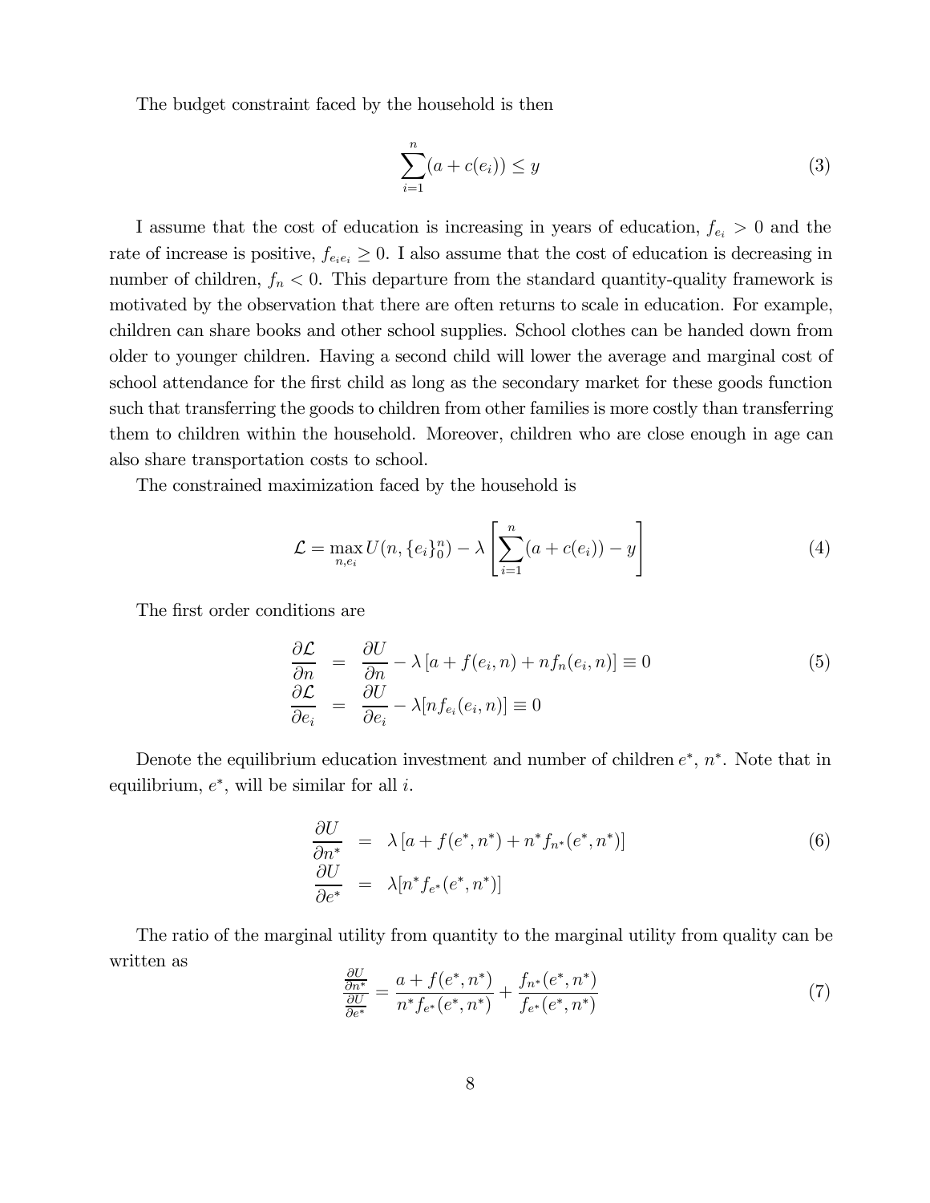The budget constraint faced by the household is then

$$\sum_{i=1}^{n}(a + c(e_i)) \leq y \tag{3}$$

I assume that the cost of education is increasing in years of education, $f_{e_i} > 0$ and the rate of increase is positive, $f_{e_ie_i} \geq 0$. I also assume that the cost of education is decreasing in number of children, $f_n < 0$. This departure from the standard quantity-quality framework is motivated by the observation that there are often returns to scale in education. For example, children can share books and other school supplies. School clothes can be handed down from older to younger children. Having a second child will lower the average and marginal cost of school attendance for the first child as long as the secondary market for these goods function such that transferring the goods to children from other families is more costly than transferring them to children within the household. Moreover, children who are close enough in age can also share transportation costs to school.

The constrained maximization faced by the household is

$$\mathcal{L} = \max_{n,e_i} U(n, \{e_i\}_0^n) - \lambda \left[\sum_{i=1}^{n}(a + c(e_i)) - y\right] \tag{4}$$

The first order conditions are

$$\begin{aligned}
\frac{\partial \mathcal{L}}{\partial n} &= \frac{\partial U}{\partial n} - \lambda \left[a + f(e_i, n) + n f_n(e_i, n)\right] \equiv 0 \\
\frac{\partial \mathcal{L}}{\partial e_i} &= \frac{\partial U}{\partial e_i} - \lambda [n f_{e_i}(e_i, n)] \equiv 0
\end{aligned} \tag{5}$$

Denote the equilibrium education investment and number of children $e^*$, $n^*$. Note that in equilibrium, $e^*$, will be similar for all $i$.

$$\begin{aligned}
\frac{\partial U}{\partial n^*} &= \lambda \left[a + f(e^*, n^*) + n^* f_{n^*}(e^*, n^*)\right] \\
\frac{\partial U}{\partial e^*} &= \lambda [n^* f_{e^*}(e^*, n^*)]
\end{aligned} \tag{6}$$

The ratio of the marginal utility from quantity to the marginal utility from quality can be written as

$$\frac{\frac{\partial U}{\partial n^*}}{\frac{\partial U}{\partial e^*}} = \frac{a + f(e^*, n^*)}{n^* f_{e^*}(e^*, n^*)} + \frac{f_{n^*}(e^*, n^*)}{f_{e^*}(e^*, n^*)} \tag{7}$$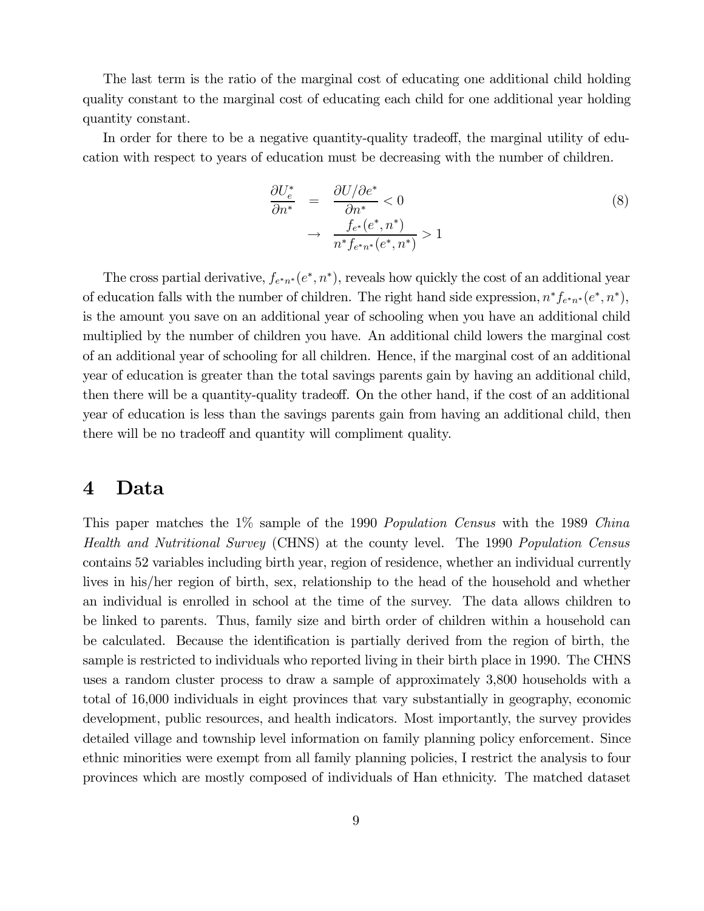The last term is the ratio of the marginal cost of educating one additional child holding quality constant to the marginal cost of educating each child for one additional year holding quantity constant.

In order for there to be a negative quantity-quality tradeoff, the marginal utility of education with respect to years of education must be decreasing with the number of children.

$$\begin{aligned} \frac{\partial U_e^*}{\partial n^*} &= \frac{\partial U / \partial e^*}{\partial n^*} < 0 \\ &\rightarrow \frac{f_{e^*}(e^*, n^*)}{n^* f_{e^* n^*}(e^*, n^*)} > 1 \end{aligned} \tag{8}$$

The cross partial derivative, $f_{e^*n^*}(e^*, n^*)$, reveals how quickly the cost of an additional year of education falls with the number of children. The right hand side expression, $n^* f_{e^*n^*}(e^*, n^*)$, is the amount you save on an additional year of schooling when you have an additional child multiplied by the number of children you have. An additional child lowers the marginal cost of an additional year of schooling for all children. Hence, if the marginal cost of an additional year of education is greater than the total savings parents gain by having an additional child, then there will be a quantity-quality tradeoff. On the other hand, if the cost of an additional year of education is less than the savings parents gain from having an additional child, then there will be no tradeoff and quantity will compliment quality.

# 4 Data

This paper matches the 1% sample of the 1990 *Population Census* with the 1989 *China Health and Nutritional Survey* (CHNS) at the county level. The 1990 *Population Census* contains 52 variables including birth year, region of residence, whether an individual currently lives in his/her region of birth, sex, relationship to the head of the household and whether an individual is enrolled in school at the time of the survey. The data allows children to be linked to parents. Thus, family size and birth order of children within a household can be calculated. Because the identification is partially derived from the region of birth, the sample is restricted to individuals who reported living in their birth place in 1990. The CHNS uses a random cluster process to draw a sample of approximately 3,800 households with a total of 16,000 individuals in eight provinces that vary substantially in geography, economic development, public resources, and health indicators. Most importantly, the survey provides detailed village and township level information on family planning policy enforcement. Since ethnic minorities were exempt from all family planning policies, I restrict the analysis to four provinces which are mostly composed of individuals of Han ethnicity. The matched dataset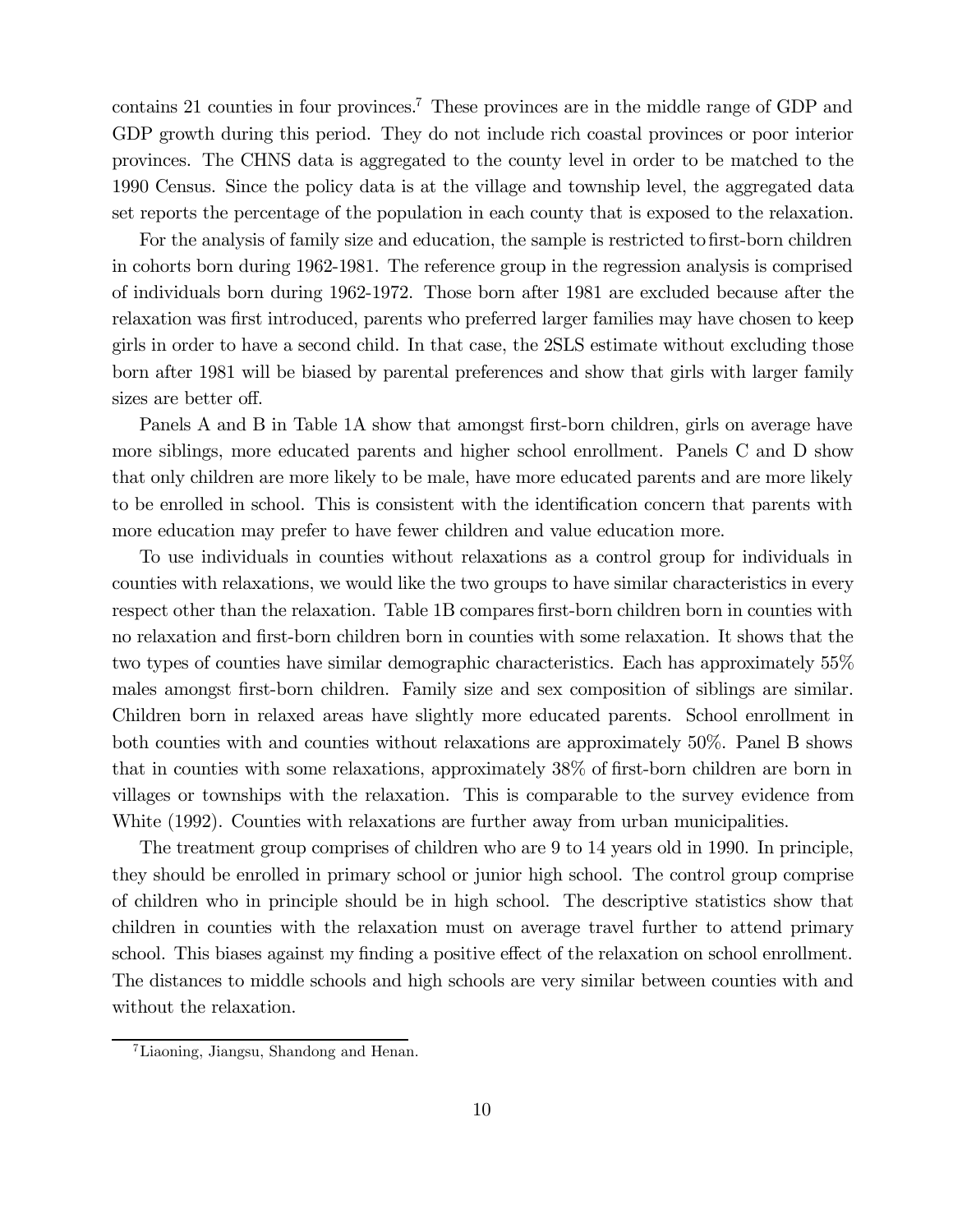contains 21 counties in four provinces.[7] These provinces are in the middle range of GDP and GDP growth during this period. They do not include rich coastal provinces or poor interior provinces. The CHNS data is aggregated to the county level in order to be matched to the 1990 Census. Since the policy data is at the village and township level, the aggregated data set reports the percentage of the population in each county that is exposed to the relaxation.

For the analysis of family size and education, the sample is restricted to first-born children in cohorts born during 1962-1981. The reference group in the regression analysis is comprised of individuals born during 1962-1972. Those born after 1981 are excluded because after the relaxation was first introduced, parents who preferred larger families may have chosen to keep girls in order to have a second child. In that case, the 2SLS estimate without excluding those born after 1981 will be biased by parental preferences and show that girls with larger family sizes are better off.

Panels A and B in Table 1A show that amongst first-born children, girls on average have more siblings, more educated parents and higher school enrollment. Panels C and D show that only children are more likely to be male, have more educated parents and are more likely to be enrolled in school. This is consistent with the identification concern that parents with more education may prefer to have fewer children and value education more.

To use individuals in counties without relaxations as a control group for individuals in counties with relaxations, we would like the two groups to have similar characteristics in every respect other than the relaxation. Table 1B compares first-born children born in counties with no relaxation and first-born children born in counties with some relaxation. It shows that the two types of counties have similar demographic characteristics. Each has approximately 55% males amongst first-born children. Family size and sex composition of siblings are similar. Children born in relaxed areas have slightly more educated parents. School enrollment in both counties with and counties without relaxations are approximately 50%. Panel B shows that in counties with some relaxations, approximately 38% of first-born children are born in villages or townships with the relaxation. This is comparable to the survey evidence from White (1992). Counties with relaxations are further away from urban municipalities.

The treatment group comprises of children who are 9 to 14 years old in 1990. In principle, they should be enrolled in primary school or junior high school. The control group comprise of children who in principle should be in high school. The descriptive statistics show that children in counties with the relaxation must on average travel further to attend primary school. This biases against my finding a positive effect of the relaxation on school enrollment. The distances to middle schools and high schools are very similar between counties with and without the relaxation.

[7] Liaoning, Jiangsu, Shandong and Henan.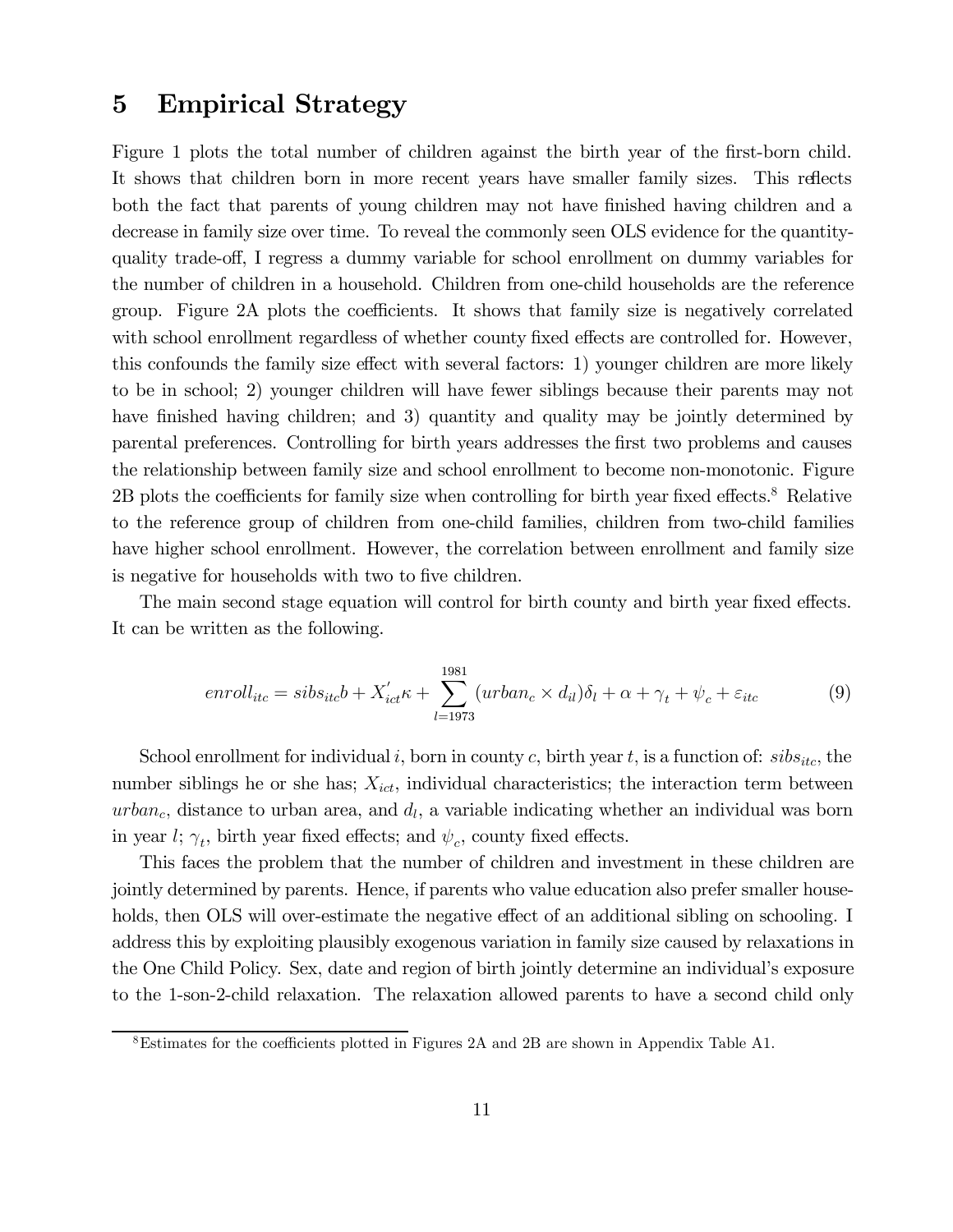# 5 Empirical Strategy

Figure 1 plots the total number of children against the birth year of the first-born child. It shows that children born in more recent years have smaller family sizes. This reflects both the fact that parents of young children may not have finished having children and a decrease in family size over time. To reveal the commonly seen OLS evidence for the quantity-quality trade-off, I regress a dummy variable for school enrollment on dummy variables for the number of children in a household. Children from one-child households are the reference group. Figure 2A plots the coefficients. It shows that family size is negatively correlated with school enrollment regardless of whether county fixed effects are controlled for. However, this confounds the family size effect with several factors: 1) younger children are more likely to be in school; 2) younger children will have fewer siblings because their parents may not have finished having children; and 3) quantity and quality may be jointly determined by parental preferences. Controlling for birth years addresses the first two problems and causes the relationship between family size and school enrollment to become non-monotonic. Figure 2B plots the coefficients for family size when controlling for birth year fixed effects.[8] Relative to the reference group of children from one-child families, children from two-child families have higher school enrollment. However, the correlation between enrollment and family size is negative for households with two to five children.

The main second stage equation will control for birth county and birth year fixed effects. It can be written as the following.

$$enroll_{itc} = sibs_{itc}b + X'_{ict}\kappa + \sum_{l=1973}^{1981}(urban_c \times d_{il})\delta_l + \alpha + \gamma_t + \psi_c + \varepsilon_{itc} \tag{9}$$

School enrollment for individual $i$, born in county $c$, birth year $t$, is a function of: $sibs_{itc}$, the number siblings he or she has; $X_{ict}$, individual characteristics; the interaction term between $urban_c$, distance to urban area, and $d_l$, a variable indicating whether an individual was born in year $l$; $\gamma_t$, birth year fixed effects; and $\psi_c$, county fixed effects.

This faces the problem that the number of children and investment in these children are jointly determined by parents. Hence, if parents who value education also prefer smaller households, then OLS will over-estimate the negative effect of an additional sibling on schooling. I address this by exploiting plausibly exogenous variation in family size caused by relaxations in the One Child Policy. Sex, date and region of birth jointly determine an individual's exposure to the 1-son-2-child relaxation. The relaxation allowed parents to have a second child only

[8] Estimates for the coefficients plotted in Figures 2A and 2B are shown in Appendix Table A1.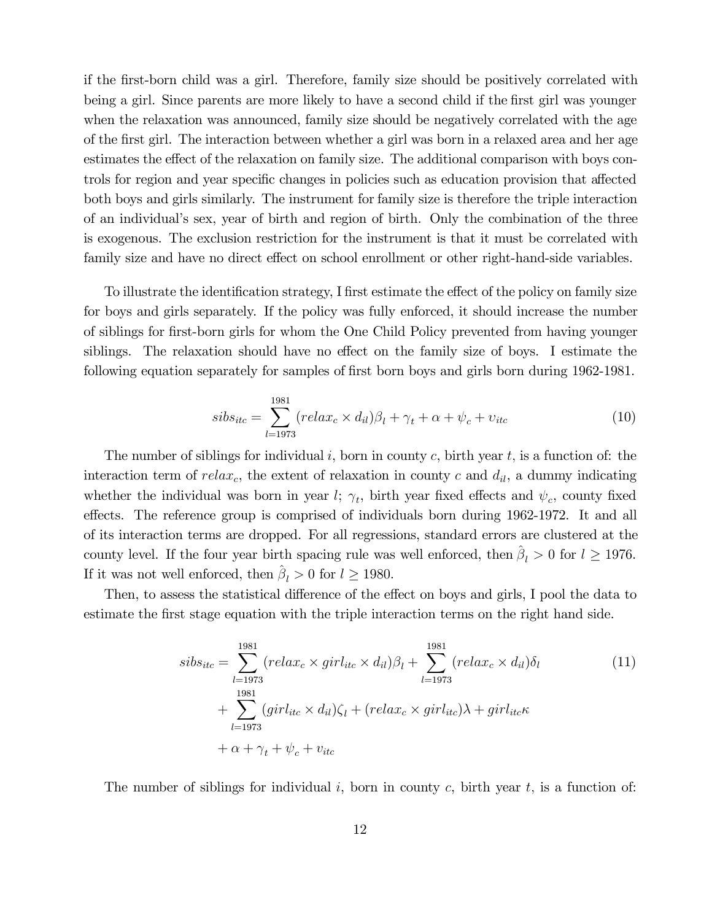if the first-born child was a girl. Therefore, family size should be positively correlated with being a girl. Since parents are more likely to have a second child if the first girl was younger when the relaxation was announced, family size should be negatively correlated with the age of the first girl. The interaction between whether a girl was born in a relaxed area and her age estimates the effect of the relaxation on family size. The additional comparison with boys controls for region and year specific changes in policies such as education provision that affected both boys and girls similarly. The instrument for family size is therefore the triple interaction of an individual's sex, year of birth and region of birth. Only the combination of the three is exogenous. The exclusion restriction for the instrument is that it must be correlated with family size and have no direct effect on school enrollment or other right-hand-side variables.

To illustrate the identification strategy, I first estimate the effect of the policy on family size for boys and girls separately. If the policy was fully enforced, it should increase the number of siblings for first-born girls for whom the One Child Policy prevented from having younger siblings. The relaxation should have no effect on the family size of boys. I estimate the following equation separately for samples of first born boys and girls born during 1962-1981.

$$sibs_{itc} = \sum_{l=1973}^{1981} (relax_c \times d_{il})\beta_l + \gamma_t + \alpha + \psi_c + \upsilon_{itc} \tag{10}$$

The number of siblings for individual $i$, born in county $c$, birth year $t$, is a function of: the interaction term of $relax_c$, the extent of relaxation in county $c$ and $d_{il}$, a dummy indicating whether the individual was born in year $l$; $\gamma_t$, birth year fixed effects and $\psi_c$, county fixed effects. The reference group is comprised of individuals born during 1962-1972. It and all of its interaction terms are dropped. For all regressions, standard errors are clustered at the county level. If the four year birth spacing rule was well enforced, then $\hat{\beta}_l > 0$ for $l \geq 1976$. If it was not well enforced, then $\hat{\beta}_l > 0$ for $l \geq 1980$.

Then, to assess the statistical difference of the effect on boys and girls, I pool the data to estimate the first stage equation with the triple interaction terms on the right hand side.

$$\begin{aligned} sibs_{itc} = & \sum_{l=1973}^{1981} (relax_c \times girl_{itc} \times d_{il})\beta_l + \sum_{l=1973}^{1981} (relax_c \times d_{il})\delta_l \\ & + \sum_{l=1973}^{1981} (girl_{itc} \times d_{il})\zeta_l + (relax_c \times girl_{itc})\lambda + girl_{itc}\kappa \\ & + \alpha + \gamma_t + \psi_c + \upsilon_{itc} \end{aligned} \tag{11}$$

The number of siblings for individual $i$, born in county $c$, birth year $t$, is a function of: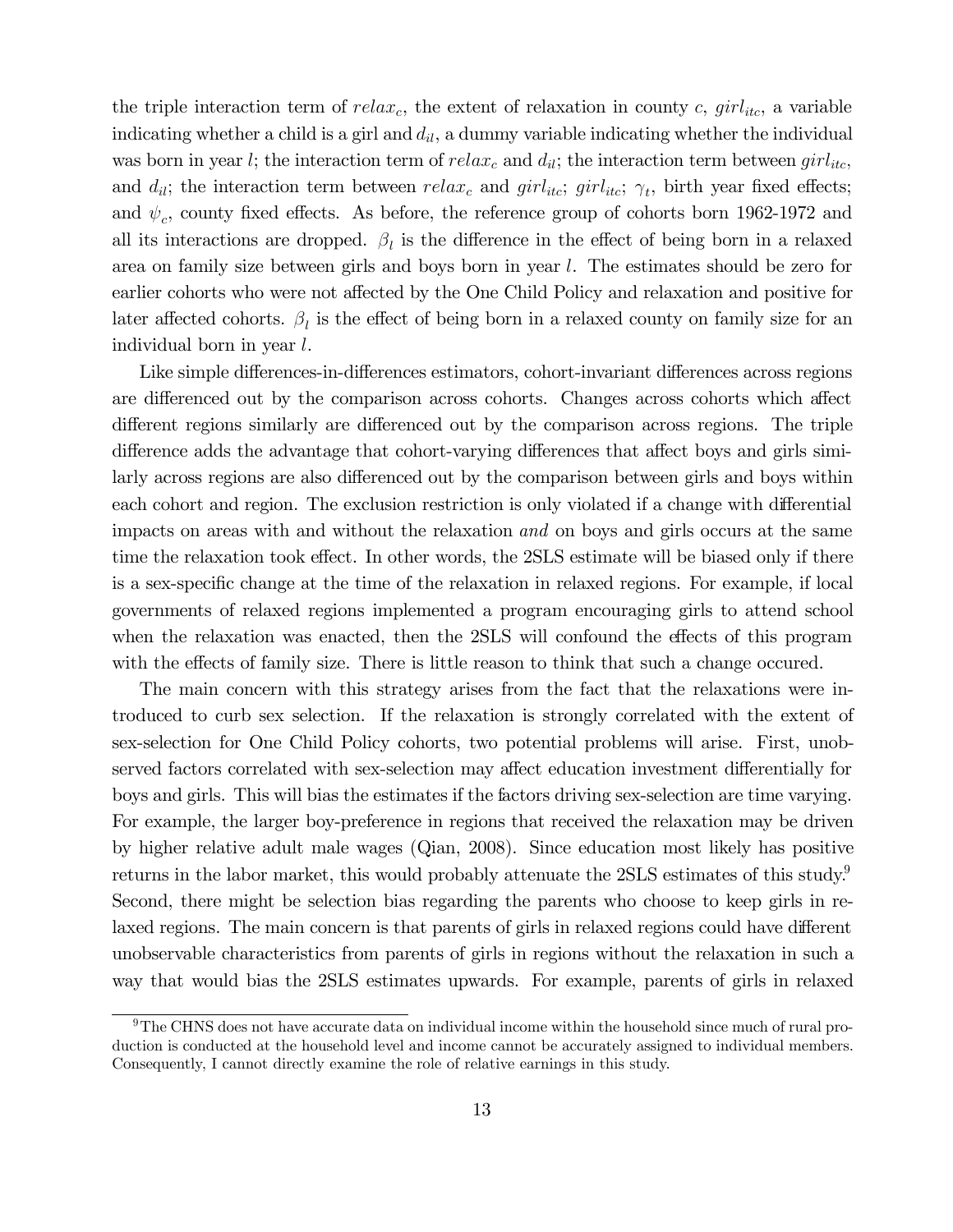the triple interaction term of $relax_c$, the extent of relaxation in county $c$, $girl_{itc}$, a variable indicating whether a child is a girl and $d_{il}$, a dummy variable indicating whether the individual was born in year $l$; the interaction term of $relax_c$ and $d_{il}$; the interaction term between $girl_{itc}$, and $d_{il}$; the interaction term between $relax_c$ and $girl_{itc}$; $girl_{itc}$; $\gamma_t$, birth year fixed effects; and $\psi_c$, county fixed effects. As before, the reference group of cohorts born 1962-1972 and all its interactions are dropped. $\beta_l$ is the difference in the effect of being born in a relaxed area on family size between girls and boys born in year $l$. The estimates should be zero for earlier cohorts who were not affected by the One Child Policy and relaxation and positive for later affected cohorts. $\beta_l$ is the effect of being born in a relaxed county on family size for an individual born in year $l$.

Like simple differences-in-differences estimators, cohort-invariant differences across regions are differenced out by the comparison across cohorts. Changes across cohorts which affect different regions similarly are differenced out by the comparison across regions. The triple difference adds the advantage that cohort-varying differences that affect boys and girls similarly across regions are also differenced out by the comparison between girls and boys within each cohort and region. The exclusion restriction is only violated if a change with differential impacts on areas with and without the relaxation *and* on boys and girls occurs at the same time the relaxation took effect. In other words, the 2SLS estimate will be biased only if there is a sex-specific change at the time of the relaxation in relaxed regions. For example, if local governments of relaxed regions implemented a program encouraging girls to attend school when the relaxation was enacted, then the 2SLS will confound the effects of this program with the effects of family size. There is little reason to think that such a change occured.

The main concern with this strategy arises from the fact that the relaxations were introduced to curb sex selection. If the relaxation is strongly correlated with the extent of sex-selection for One Child Policy cohorts, two potential problems will arise. First, unobserved factors correlated with sex-selection may affect education investment differentially for boys and girls. This will bias the estimates if the factors driving sex-selection are time varying. For example, the larger boy-preference in regions that received the relaxation may be driven by higher relative adult male wages (Qian, 2008). Since education most likely has positive returns in the labor market, this would probably attenuate the 2SLS estimates of this study.[9] Second, there might be selection bias regarding the parents who choose to keep girls in relaxed regions. The main concern is that parents of girls in relaxed regions could have different unobservable characteristics from parents of girls in regions without the relaxation in such a way that would bias the 2SLS estimates upwards. For example, parents of girls in relaxed

[9] The CHNS does not have accurate data on individual income within the household since much of rural production is conducted at the household level and income cannot be accurately assigned to individual members. Consequently, I cannot directly examine the role of relative earnings in this study.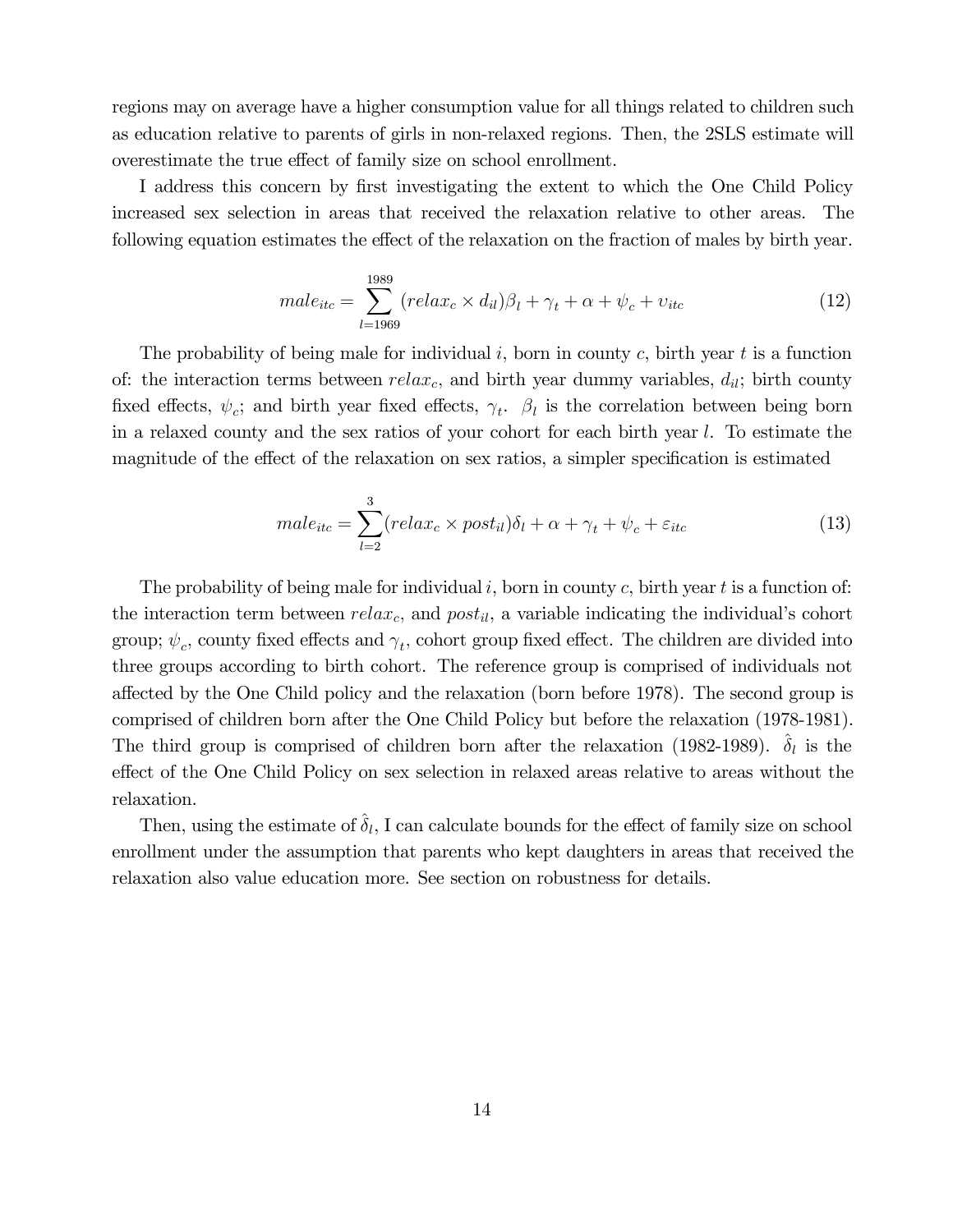regions may on average have a higher consumption value for all things related to children such as education relative to parents of girls in non-relaxed regions. Then, the 2SLS estimate will overestimate the true effect of family size on school enrollment.

I address this concern by first investigating the extent to which the One Child Policy increased sex selection in areas that received the relaxation relative to other areas. The following equation estimates the effect of the relaxation on the fraction of males by birth year.

$$male_{itc} = \sum_{l=1969}^{1989} (relax_c \times d_{il})\beta_l + \gamma_t + \alpha + \psi_c + \upsilon_{itc} \tag{12}$$

The probability of being male for individual $i$, born in county $c$, birth year $t$ is a function of: the interaction terms between $relax_c$, and birth year dummy variables, $d_{il}$; birth county fixed effects, $\psi_c$; and birth year fixed effects, $\gamma_t$. $\beta_l$ is the correlation between being born in a relaxed county and the sex ratios of your cohort for each birth year $l$. To estimate the magnitude of the effect of the relaxation on sex ratios, a simpler specification is estimated

$$male_{itc} = \sum_{l=2}^{3} (relax_c \times post_{il})\delta_l + \alpha + \gamma_t + \psi_c + \varepsilon_{itc} \tag{13}$$

The probability of being male for individual $i$, born in county $c$, birth year $t$ is a function of: the interaction term between $relax_c$, and $post_{il}$, a variable indicating the individual's cohort group; $\psi_c$, county fixed effects and $\gamma_t$, cohort group fixed effect. The children are divided into three groups according to birth cohort. The reference group is comprised of individuals not affected by the One Child policy and the relaxation (born before 1978). The second group is comprised of children born after the One Child Policy but before the relaxation (1978-1981). The third group is comprised of children born after the relaxation (1982-1989). $\hat{\delta}_l$ is the effect of the One Child Policy on sex selection in relaxed areas relative to areas without the relaxation.

Then, using the estimate of $\hat{\delta}_l$, I can calculate bounds for the effect of family size on school enrollment under the assumption that parents who kept daughters in areas that received the relaxation also value education more. See section on robustness for details.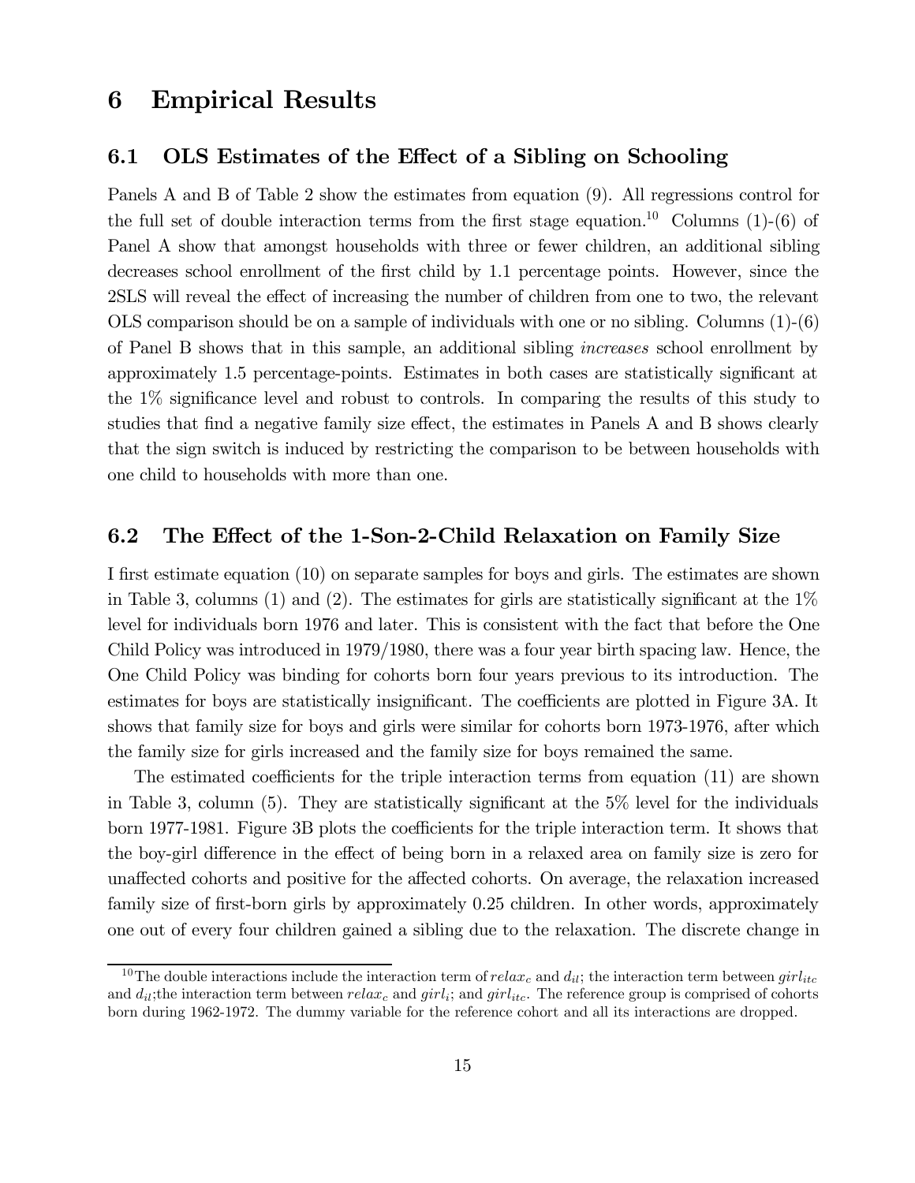# 6 Empirical Results

## 6.1 OLS Estimates of the Effect of a Sibling on Schooling

Panels A and B of Table 2 show the estimates from equation (9). All regressions control for the full set of double interaction terms from the first stage equation.[10] Columns (1)-(6) of Panel A show that amongst households with three or fewer children, an additional sibling decreases school enrollment of the first child by 1.1 percentage points. However, since the 2SLS will reveal the effect of increasing the number of children from one to two, the relevant OLS comparison should be on a sample of individuals with one or no sibling. Columns (1)-(6) of Panel B shows that in this sample, an additional sibling *increases* school enrollment by approximately 1.5 percentage-points. Estimates in both cases are statistically significant at the 1% significance level and robust to controls. In comparing the results of this study to studies that find a negative family size effect, the estimates in Panels A and B shows clearly that the sign switch is induced by restricting the comparison to be between households with one child to households with more than one.

## 6.2 The Effect of the 1-Son-2-Child Relaxation on Family Size

I first estimate equation (10) on separate samples for boys and girls. The estimates are shown in Table 3, columns (1) and (2). The estimates for girls are statistically significant at the 1% level for individuals born 1976 and later. This is consistent with the fact that before the One Child Policy was introduced in 1979/1980, there was a four year birth spacing law. Hence, the One Child Policy was binding for cohorts born four years previous to its introduction. The estimates for boys are statistically insignificant. The coefficients are plotted in Figure 3A. It shows that family size for boys and girls were similar for cohorts born 1973-1976, after which the family size for girls increased and the family size for boys remained the same.

The estimated coefficients for the triple interaction terms from equation (11) are shown in Table 3, column (5). They are statistically significant at the 5% level for the individuals born 1977-1981. Figure 3B plots the coefficients for the triple interaction term. It shows that the boy-girl difference in the effect of being born in a relaxed area on family size is zero for unaffected cohorts and positive for the affected cohorts. On average, the relaxation increased family size of first-born girls by approximately 0.25 children. In other words, approximately one out of every four children gained a sibling due to the relaxation. The discrete change in

[10] The double interactions include the interaction term of $relax_c$ and $d_{il}$; the interaction term between $girl_{itc}$ and $d_{il}$;the interaction term between $relax_c$ and $girl_i$; and $girl_{itc}$. The reference group is comprised of cohorts born during 1962-1972. The dummy variable for the reference cohort and all its interactions are dropped.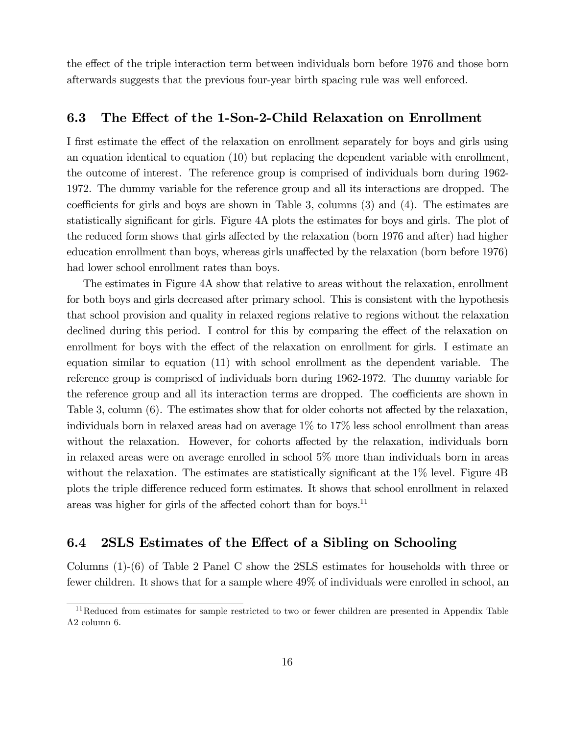the effect of the triple interaction term between individuals born before 1976 and those born afterwards suggests that the previous four-year birth spacing rule was well enforced.

### 6.3 The Effect of the 1-Son-2-Child Relaxation on Enrollment

I first estimate the effect of the relaxation on enrollment separately for boys and girls using an equation identical to equation (10) but replacing the dependent variable with enrollment, the outcome of interest. The reference group is comprised of individuals born during 1962-1972. The dummy variable for the reference group and all its interactions are dropped. The coefficients for girls and boys are shown in Table 3, columns (3) and (4). The estimates are statistically significant for girls. Figure 4A plots the estimates for boys and girls. The plot of the reduced form shows that girls affected by the relaxation (born 1976 and after) had higher education enrollment than boys, whereas girls unaffected by the relaxation (born before 1976) had lower school enrollment rates than boys.

The estimates in Figure 4A show that relative to areas without the relaxation, enrollment for both boys and girls decreased after primary school. This is consistent with the hypothesis that school provision and quality in relaxed regions relative to regions without the relaxation declined during this period. I control for this by comparing the effect of the relaxation on enrollment for boys with the effect of the relaxation on enrollment for girls. I estimate an equation similar to equation (11) with school enrollment as the dependent variable. The reference group is comprised of individuals born during 1962-1972. The dummy variable for the reference group and all its interaction terms are dropped. The coefficients are shown in Table 3, column (6). The estimates show that for older cohorts not affected by the relaxation, individuals born in relaxed areas had on average 1% to 17% less school enrollment than areas without the relaxation. However, for cohorts affected by the relaxation, individuals born in relaxed areas were on average enrolled in school 5% more than individuals born in areas without the relaxation. The estimates are statistically significant at the 1% level. Figure 4B plots the triple difference reduced form estimates. It shows that school enrollment in relaxed areas was higher for girls of the affected cohort than for boys.[11]

### 6.4 2SLS Estimates of the Effect of a Sibling on Schooling

Columns (1)-(6) of Table 2 Panel C show the 2SLS estimates for households with three or fewer children. It shows that for a sample where 49% of individuals were enrolled in school, an

[11] Reduced from estimates for sample restricted to two or fewer children are presented in Appendix Table A2 column 6.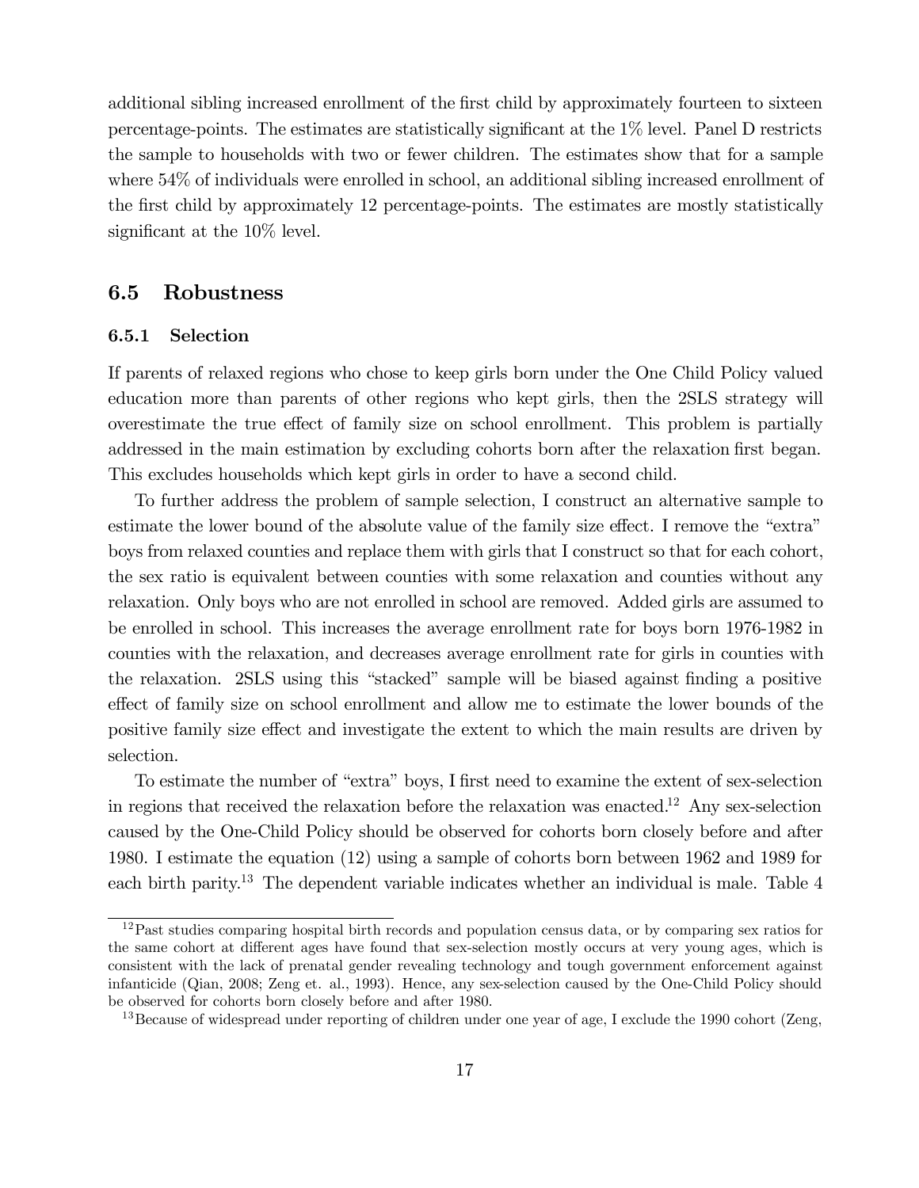additional sibling increased enrollment of the first child by approximately fourteen to sixteen percentage-points. The estimates are statistically significant at the 1% level. Panel D restricts the sample to households with two or fewer children. The estimates show that for a sample where 54% of individuals were enrolled in school, an additional sibling increased enrollment of the first child by approximately 12 percentage-points. The estimates are mostly statistically significant at the 10% level.

## 6.5 Robustness

### 6.5.1 Selection

If parents of relaxed regions who chose to keep girls born under the One Child Policy valued education more than parents of other regions who kept girls, then the 2SLS strategy will overestimate the true effect of family size on school enrollment. This problem is partially addressed in the main estimation by excluding cohorts born after the relaxation first began. This excludes households which kept girls in order to have a second child.

To further address the problem of sample selection, I construct an alternative sample to estimate the lower bound of the absolute value of the family size effect. I remove the "extra" boys from relaxed counties and replace them with girls that I construct so that for each cohort, the sex ratio is equivalent between counties with some relaxation and counties without any relaxation. Only boys who are not enrolled in school are removed. Added girls are assumed to be enrolled in school. This increases the average enrollment rate for boys born 1976-1982 in counties with the relaxation, and decreases average enrollment rate for girls in counties with the relaxation. 2SLS using this "stacked" sample will be biased against finding a positive effect of family size on school enrollment and allow me to estimate the lower bounds of the positive family size effect and investigate the extent to which the main results are driven by selection.

To estimate the number of "extra" boys, I first need to examine the extent of sex-selection in regions that received the relaxation before the relaxation was enacted.[12] Any sex-selection caused by the One-Child Policy should be observed for cohorts born closely before and after 1980. I estimate the equation (12) using a sample of cohorts born between 1962 and 1989 for each birth parity.[13] The dependent variable indicates whether an individual is male. Table 4

[12] Past studies comparing hospital birth records and population census data, or by comparing sex ratios for the same cohort at different ages have found that sex-selection mostly occurs at very young ages, which is consistent with the lack of prenatal gender revealing technology and tough government enforcement against infanticide (Qian, 2008; Zeng et. al., 1993). Hence, any sex-selection caused by the One-Child Policy should be observed for cohorts born closely before and after 1980.

[13] Because of widespread under reporting of children under one year of age, I exclude the 1990 cohort (Zeng,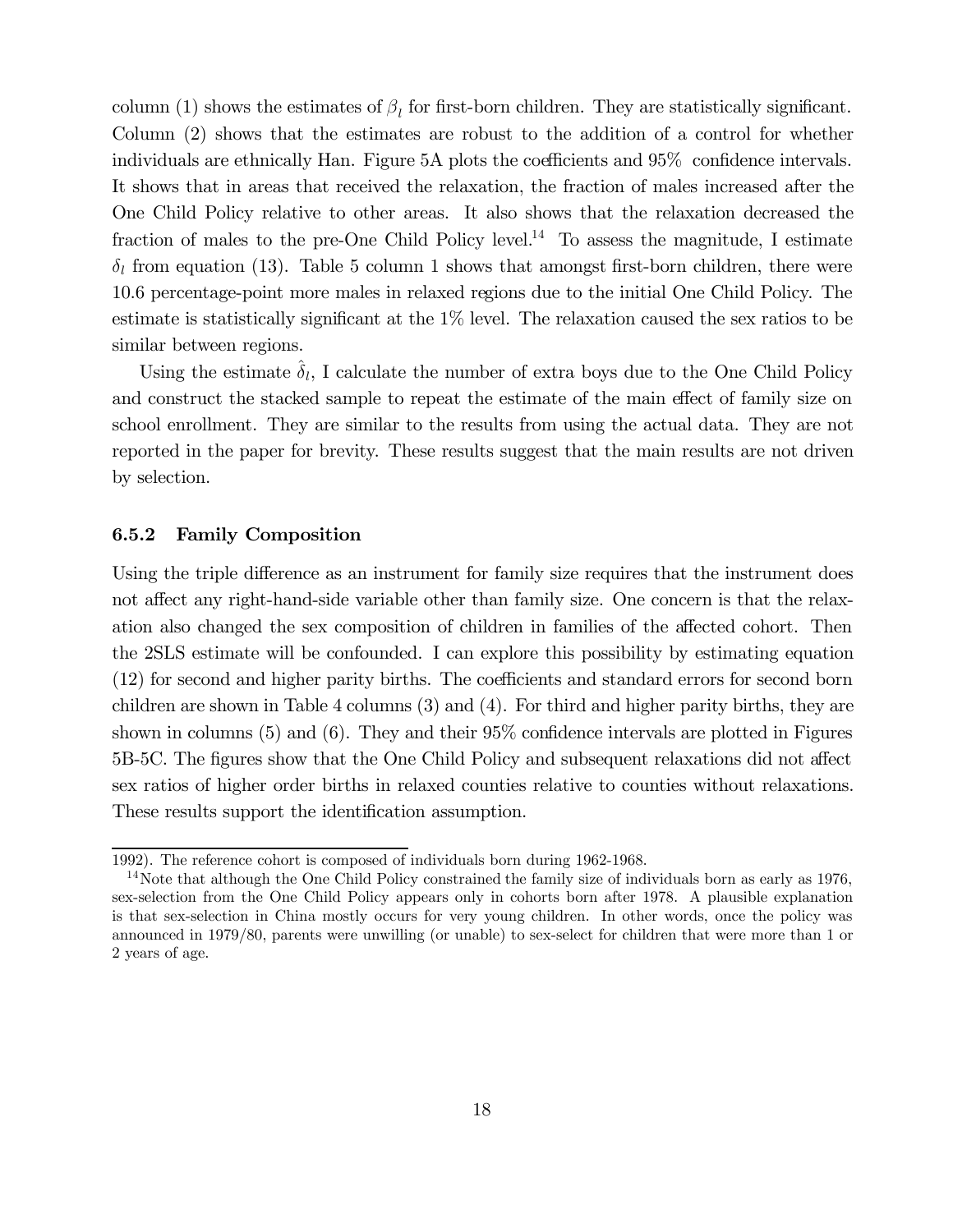column (1) shows the estimates of $\beta_l$ for first-born children. They are statistically significant. Column (2) shows that the estimates are robust to the addition of a control for whether individuals are ethnically Han. Figure 5A plots the coefficients and 95% confidence intervals. It shows that in areas that received the relaxation, the fraction of males increased after the One Child Policy relative to other areas. It also shows that the relaxation decreased the fraction of males to the pre-One Child Policy level.[14] To assess the magnitude, I estimate $\delta_l$ from equation (13). Table 5 column 1 shows that amongst first-born children, there were 10.6 percentage-point more males in relaxed regions due to the initial One Child Policy. The estimate is statistically significant at the 1% level. The relaxation caused the sex ratios to be similar between regions.

Using the estimate $\hat{\delta}_l$, I calculate the number of extra boys due to the One Child Policy and construct the stacked sample to repeat the estimate of the main effect of family size on school enrollment. They are similar to the results from using the actual data. They are not reported in the paper for brevity. These results suggest that the main results are not driven by selection.

### 6.5.2 Family Composition

Using the triple difference as an instrument for family size requires that the instrument does not affect any right-hand-side variable other than family size. One concern is that the relaxation also changed the sex composition of children in families of the affected cohort. Then the 2SLS estimate will be confounded. I can explore this possibility by estimating equation (12) for second and higher parity births. The coefficients and standard errors for second born children are shown in Table 4 columns (3) and (4). For third and higher parity births, they are shown in columns (5) and (6). They and their 95% confidence intervals are plotted in Figures 5B-5C. The figures show that the One Child Policy and subsequent relaxations did not affect sex ratios of higher order births in relaxed counties relative to counties without relaxations. These results support the identification assumption.

---

1992). The reference cohort is composed of individuals born during 1962-1968.

[14] Note that although the One Child Policy constrained the family size of individuals born as early as 1976, sex-selection from the One Child Policy appears only in cohorts born after 1978. A plausible explanation is that sex-selection in China mostly occurs for very young children. In other words, once the policy was announced in 1979/80, parents were unwilling (or unable) to sex-select for children that were more than 1 or 2 years of age.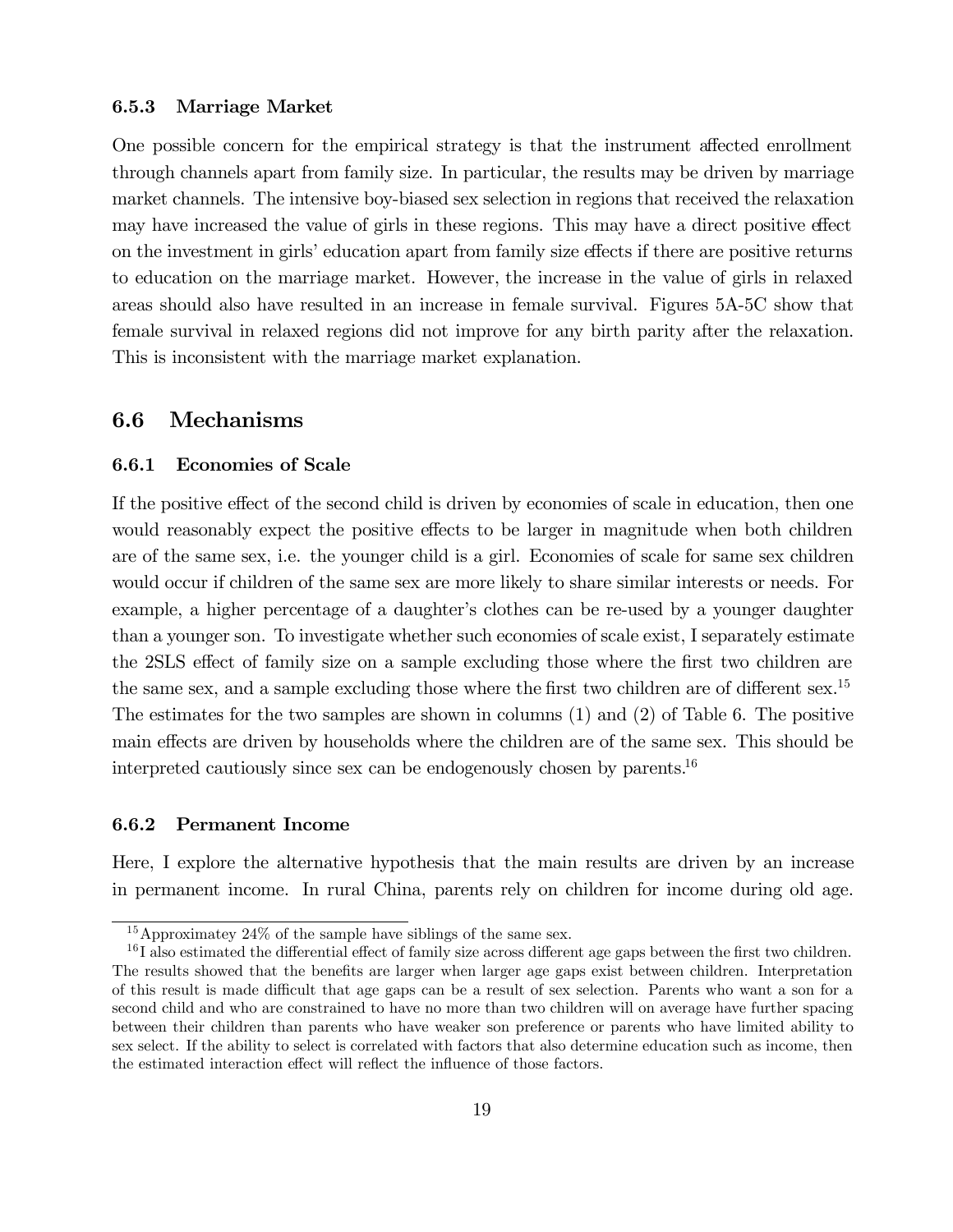#### 6.5.3 Marriage Market

One possible concern for the empirical strategy is that the instrument affected enrollment through channels apart from family size. In particular, the results may be driven by marriage market channels. The intensive boy-biased sex selection in regions that received the relaxation may have increased the value of girls in these regions. This may have a direct positive effect on the investment in girls' education apart from family size effects if there are positive returns to education on the marriage market. However, the increase in the value of girls in relaxed areas should also have resulted in an increase in female survival. Figures 5A-5C show that female survival in relaxed regions did not improve for any birth parity after the relaxation. This is inconsistent with the marriage market explanation.

## 6.6 Mechanisms

#### 6.6.1 Economies of Scale

If the positive effect of the second child is driven by economies of scale in education, then one would reasonably expect the positive effects to be larger in magnitude when both children are of the same sex, i.e. the younger child is a girl. Economies of scale for same sex children would occur if children of the same sex are more likely to share similar interests or needs. For example, a higher percentage of a daughter's clothes can be re-used by a younger daughter than a younger son. To investigate whether such economies of scale exist, I separately estimate the 2SLS effect of family size on a sample excluding those where the first two children are the same sex, and a sample excluding those where the first two children are of different sex.[15] The estimates for the two samples are shown in columns (1) and (2) of Table 6. The positive main effects are driven by households where the children are of the same sex. This should be interpreted cautiously since sex can be endogenously chosen by parents.[16]

#### 6.6.2 Permanent Income

Here, I explore the alternative hypothesis that the main results are driven by an increase in permanent income. In rural China, parents rely on children for income during old age.

[15] Approximatey 24% of the sample have siblings of the same sex.

[16] I also estimated the differential effect of family size across different age gaps between the first two children. The results showed that the benefits are larger when larger age gaps exist between children. Interpretation of this result is made difficult that age gaps can be a result of sex selection. Parents who want a son for a second child and who are constrained to have no more than two children will on average have further spacing between their children than parents who have weaker son preference or parents who have limited ability to sex select. If the ability to select is correlated with factors that also determine education such as income, then the estimated interaction effect will reflect the influence of those factors.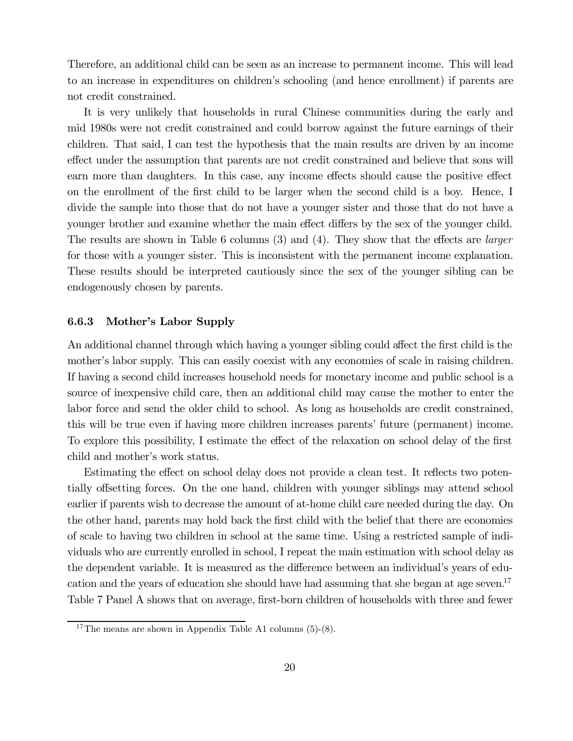Therefore, an additional child can be seen as an increase to permanent income. This will lead to an increase in expenditures on children's schooling (and hence enrollment) if parents are not credit constrained.

It is very unlikely that households in rural Chinese communities during the early and mid 1980s were not credit constrained and could borrow against the future earnings of their children. That said, I can test the hypothesis that the main results are driven by an income effect under the assumption that parents are not credit constrained and believe that sons will earn more than daughters. In this case, any income effects should cause the positive effect on the enrollment of the first child to be larger when the second child is a boy. Hence, I divide the sample into those that do not have a younger sister and those that do not have a younger brother and examine whether the main effect differs by the sex of the younger child. The results are shown in Table 6 columns (3) and (4). They show that the effects are *larger* for those with a younger sister. This is inconsistent with the permanent income explanation. These results should be interpreted cautiously since the sex of the younger sibling can be endogenously chosen by parents.

### 6.6.3 Mother's Labor Supply

An additional channel through which having a younger sibling could affect the first child is the mother's labor supply. This can easily coexist with any economies of scale in raising children. If having a second child increases household needs for monetary income and public school is a source of inexpensive child care, then an additional child may cause the mother to enter the labor force and send the older child to school. As long as households are credit constrained, this will be true even if having more children increases parents' future (permanent) income. To explore this possibility, I estimate the effect of the relaxation on school delay of the first child and mother's work status.

Estimating the effect on school delay does not provide a clean test. It reflects two potentially offsetting forces. On the one hand, children with younger siblings may attend school earlier if parents wish to decrease the amount of at-home child care needed during the day. On the other hand, parents may hold back the first child with the belief that there are economies of scale to having two children in school at the same time. Using a restricted sample of individuals who are currently enrolled in school, I repeat the main estimation with school delay as the dependent variable. It is measured as the difference between an individual's years of education and the years of education she should have had assuming that she began at age seven.[17] Table 7 Panel A shows that on average, first-born children of households with three and fewer

[17] The means are shown in Appendix Table A1 columns (5)-(8).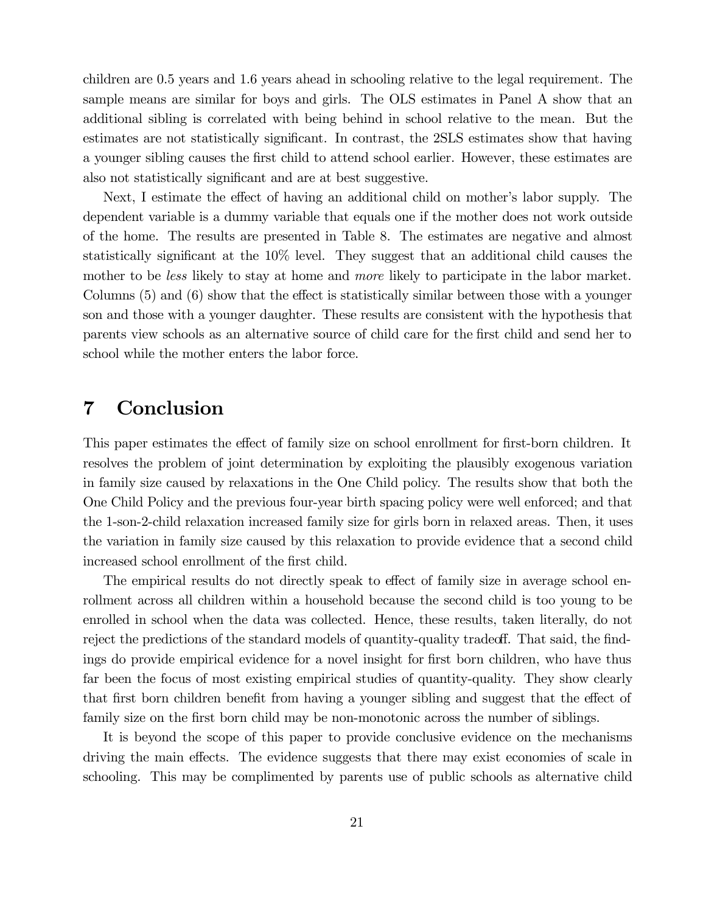children are 0.5 years and 1.6 years ahead in schooling relative to the legal requirement. The sample means are similar for boys and girls. The OLS estimates in Panel A show that an additional sibling is correlated with being behind in school relative to the mean. But the estimates are not statistically significant. In contrast, the 2SLS estimates show that having a younger sibling causes the first child to attend school earlier. However, these estimates are also not statistically significant and are at best suggestive.

Next, I estimate the effect of having an additional child on mother's labor supply. The dependent variable is a dummy variable that equals one if the mother does not work outside of the home. The results are presented in Table 8. The estimates are negative and almost statistically significant at the 10% level. They suggest that an additional child causes the mother to be *less* likely to stay at home and *more* likely to participate in the labor market. Columns (5) and (6) show that the effect is statistically similar between those with a younger son and those with a younger daughter. These results are consistent with the hypothesis that parents view schools as an alternative source of child care for the first child and send her to school while the mother enters the labor force.

# 7 Conclusion

This paper estimates the effect of family size on school enrollment for first-born children. It resolves the problem of joint determination by exploiting the plausibly exogenous variation in family size caused by relaxations in the One Child policy. The results show that both the One Child Policy and the previous four-year birth spacing policy were well enforced; and that the 1-son-2-child relaxation increased family size for girls born in relaxed areas. Then, it uses the variation in family size caused by this relaxation to provide evidence that a second child increased school enrollment of the first child.

The empirical results do not directly speak to effect of family size in average school enrollment across all children within a household because the second child is too young to be enrolled in school when the data was collected. Hence, these results, taken literally, do not reject the predictions of the standard models of quantity-quality tradeoff. That said, the findings do provide empirical evidence for a novel insight for first born children, who have thus far been the focus of most existing empirical studies of quantity-quality. They show clearly that first born children benefit from having a younger sibling and suggest that the effect of family size on the first born child may be non-monotonic across the number of siblings.

It is beyond the scope of this paper to provide conclusive evidence on the mechanisms driving the main effects. The evidence suggests that there may exist economies of scale in schooling. This may be complimented by parents use of public schools as alternative child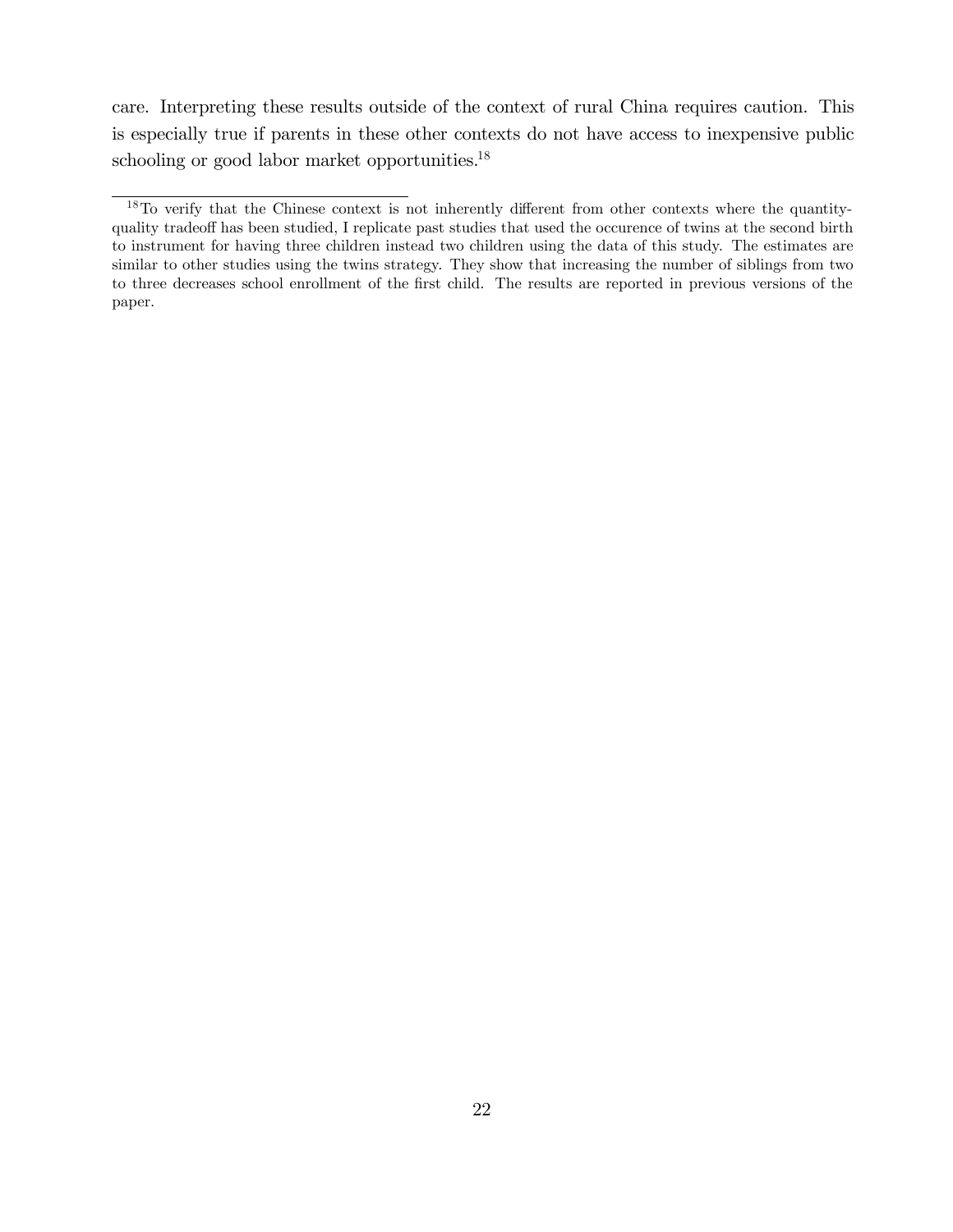care. Interpreting these results outside of the context of rural China requires caution. This is especially true if parents in these other contexts do not have access to inexpensive public schooling or good labor market opportunities.[18]

---

[18] To verify that the Chinese context is not inherently different from other contexts where the quantity-quality tradeoff has been studied, I replicate past studies that used the occurence of twins at the second birth to instrument for having three children instead two children using the data of this study. The estimates are similar to other studies using the twins strategy. They show that increasing the number of siblings from two to three decreases school enrollment of the first child. The results are reported in previous versions of the paper.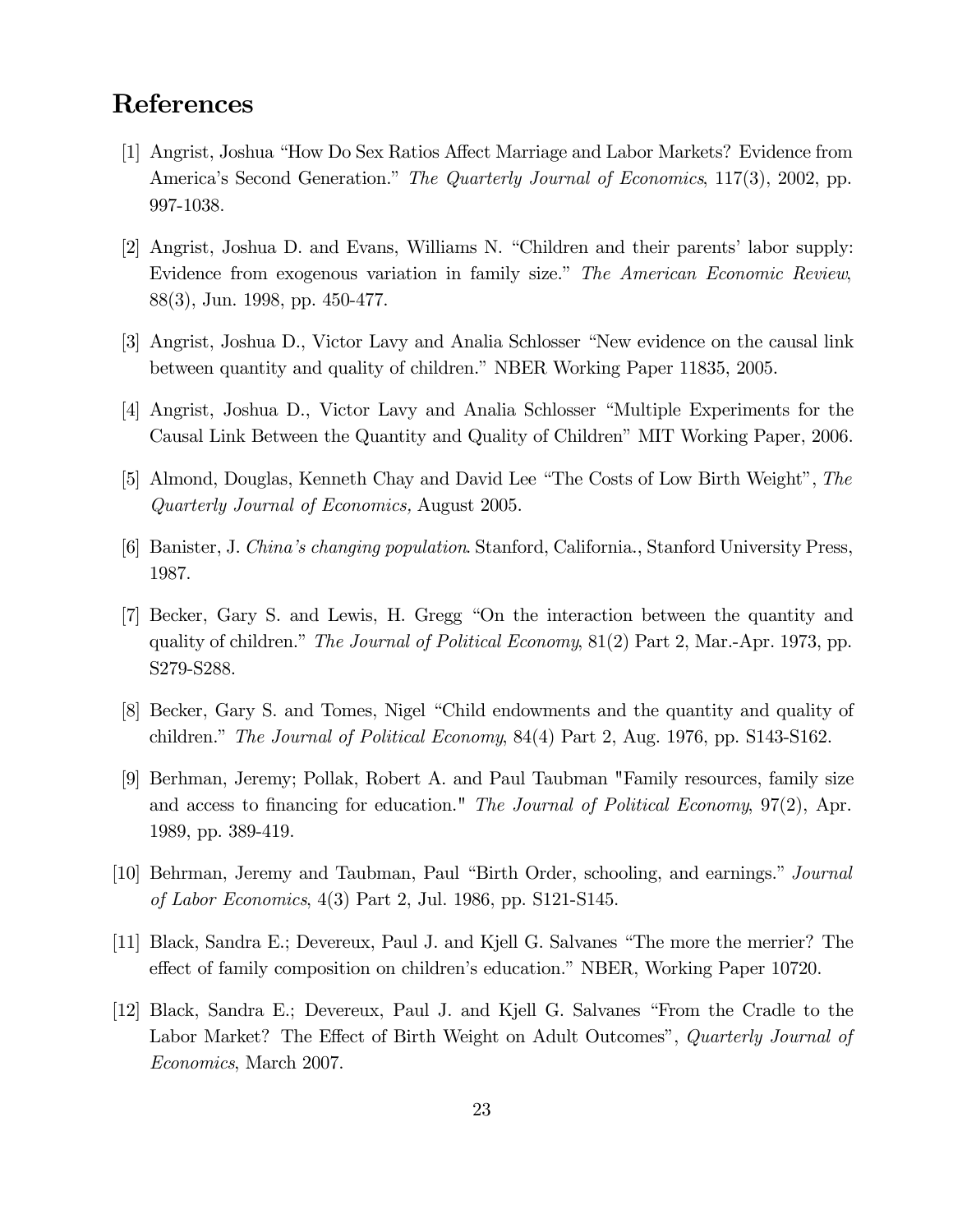# References

[1] Angrist, Joshua "How Do Sex Ratios Affect Marriage and Labor Markets? Evidence from America's Second Generation." *The Quarterly Journal of Economics*, 117(3), 2002, pp. 997-1038.

[2] Angrist, Joshua D. and Evans, Williams N. "Children and their parents' labor supply: Evidence from exogenous variation in family size." *The American Economic Review*, 88(3), Jun. 1998, pp. 450-477.

[3] Angrist, Joshua D., Victor Lavy and Analia Schlosser "New evidence on the causal link between quantity and quality of children." NBER Working Paper 11835, 2005.

[4] Angrist, Joshua D., Victor Lavy and Analia Schlosser "Multiple Experiments for the Causal Link Between the Quantity and Quality of Children" MIT Working Paper, 2006.

[5] Almond, Douglas, Kenneth Chay and David Lee "The Costs of Low Birth Weight", *The Quarterly Journal of Economics*, August 2005.

[6] Banister, J. *China's changing population*. Stanford, California., Stanford University Press, 1987.

[7] Becker, Gary S. and Lewis, H. Gregg "On the interaction between the quantity and quality of children." *The Journal of Political Economy*, 81(2) Part 2, Mar.-Apr. 1973, pp. S279-S288.

[8] Becker, Gary S. and Tomes, Nigel "Child endowments and the quantity and quality of children." *The Journal of Political Economy*, 84(4) Part 2, Aug. 1976, pp. S143-S162.

[9] Berhman, Jeremy; Pollak, Robert A. and Paul Taubman "Family resources, family size and access to financing for education." *The Journal of Political Economy*, 97(2), Apr. 1989, pp. 389-419.

[10] Behrman, Jeremy and Taubman, Paul "Birth Order, schooling, and earnings." *Journal of Labor Economics*, 4(3) Part 2, Jul. 1986, pp. S121-S145.

[11] Black, Sandra E.; Devereux, Paul J. and Kjell G. Salvanes "The more the merrier? The effect of family composition on children's education." NBER, Working Paper 10720.

[12] Black, Sandra E.; Devereux, Paul J. and Kjell G. Salvanes "From the Cradle to the Labor Market? The Effect of Birth Weight on Adult Outcomes", *Quarterly Journal of Economics*, March 2007.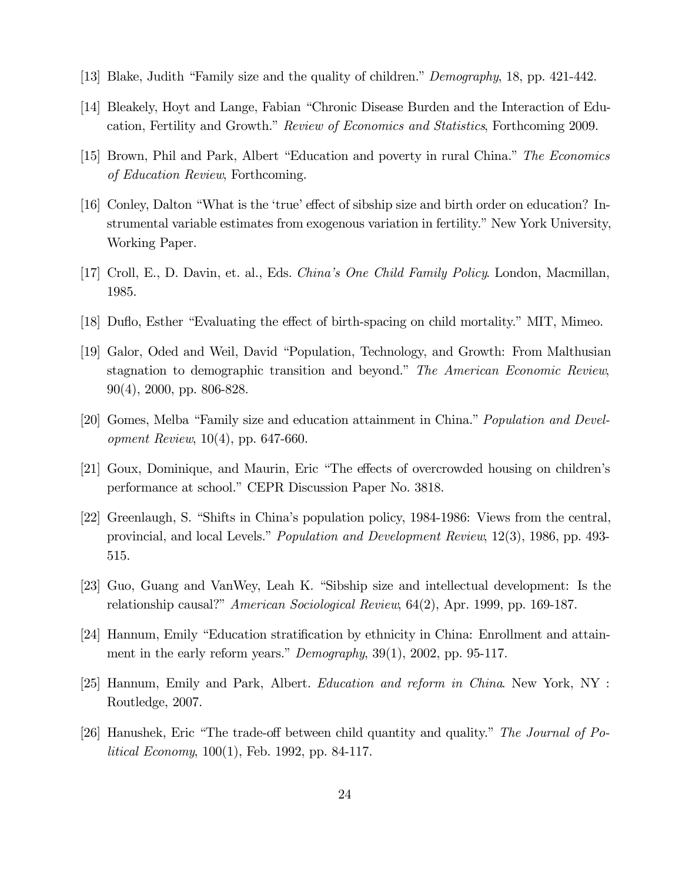[13] Blake, Judith "Family size and the quality of children." *Demography*, 18, pp. 421-442.

[14] Bleakely, Hoyt and Lange, Fabian "Chronic Disease Burden and the Interaction of Education, Fertility and Growth." *Review of Economics and Statistics*, Forthcoming 2009.

[15] Brown, Phil and Park, Albert "Education and poverty in rural China." *The Economics of Education Review*, Forthcoming.

[16] Conley, Dalton "What is the 'true' effect of sibship size and birth order on education? Instrumental variable estimates from exogenous variation in fertility." New York University, Working Paper.

[17] Croll, E., D. Davin, et. al., Eds. *China's One Child Family Policy*. London, Macmillan, 1985.

[18] Duflo, Esther "Evaluating the effect of birth-spacing on child mortality." MIT, Mimeo.

[19] Galor, Oded and Weil, David "Population, Technology, and Growth: From Malthusian stagnation to demographic transition and beyond." *The American Economic Review*, 90(4), 2000, pp. 806-828.

[20] Gomes, Melba "Family size and education attainment in China." *Population and Development Review*, 10(4), pp. 647-660.

[21] Goux, Dominique, and Maurin, Eric "The effects of overcrowded housing on children's performance at school." CEPR Discussion Paper No. 3818.

[22] Greenlaugh, S. "Shifts in China's population policy, 1984-1986: Views from the central, provincial, and local Levels." *Population and Development Review*, 12(3), 1986, pp. 493-515.

[23] Guo, Guang and VanWey, Leah K. "Sibship size and intellectual development: Is the relationship causal?" *American Sociological Review*, 64(2), Apr. 1999, pp. 169-187.

[24] Hannum, Emily "Education stratification by ethnicity in China: Enrollment and attainment in the early reform years." *Demography*, 39(1), 2002, pp. 95-117.

[25] Hannum, Emily and Park, Albert. *Education and reform in China*. New York, NY : Routledge, 2007.

[26] Hanushek, Eric "The trade-off between child quantity and quality." *The Journal of Political Economy*, 100(1), Feb. 1992, pp. 84-117.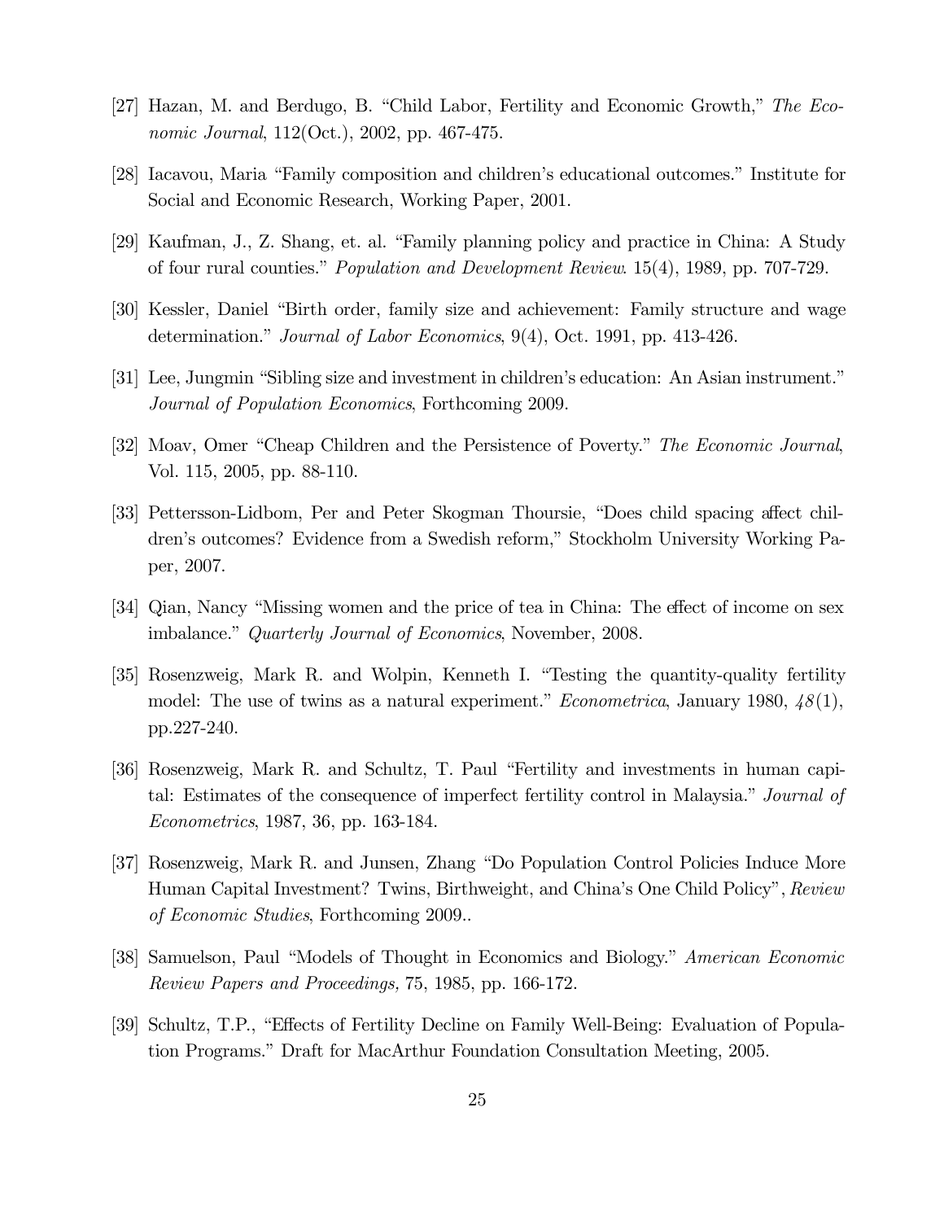[27] Hazan, M. and Berdugo, B. "Child Labor, Fertility and Economic Growth," *The Economic Journal*, 112(Oct.), 2002, pp. 467-475.

[28] Iacavou, Maria "Family composition and children's educational outcomes." Institute for Social and Economic Research, Working Paper, 2001.

[29] Kaufman, J., Z. Shang, et. al. "Family planning policy and practice in China: A Study of four rural counties." *Population and Development Review*. 15(4), 1989, pp. 707-729.

[30] Kessler, Daniel "Birth order, family size and achievement: Family structure and wage determination." *Journal of Labor Economics*, 9(4), Oct. 1991, pp. 413-426.

[31] Lee, Jungmin "Sibling size and investment in children's education: An Asian instrument." *Journal of Population Economics*, Forthcoming 2009.

[32] Moav, Omer "Cheap Children and the Persistence of Poverty." *The Economic Journal*, Vol. 115, 2005, pp. 88-110.

[33] Pettersson-Lidbom, Per and Peter Skogman Thoursie, "Does child spacing affect children's outcomes? Evidence from a Swedish reform," Stockholm University Working Paper, 2007.

[34] Qian, Nancy "Missing women and the price of tea in China: The effect of income on sex imbalance." *Quarterly Journal of Economics*, November, 2008.

[35] Rosenzweig, Mark R. and Wolpin, Kenneth I. "Testing the quantity-quality fertility model: The use of twins as a natural experiment." *Econometrica*, January 1980, *48*(1), pp.227-240.

[36] Rosenzweig, Mark R. and Schultz, T. Paul "Fertility and investments in human capital: Estimates of the consequence of imperfect fertility control in Malaysia." *Journal of Econometrics*, 1987, 36, pp. 163-184.

[37] Rosenzweig, Mark R. and Junsen, Zhang "Do Population Control Policies Induce More Human Capital Investment? Twins, Birthweight, and China's One Child Policy", *Review of Economic Studies*, Forthcoming 2009..

[38] Samuelson, Paul "Models of Thought in Economics and Biology." *American Economic Review Papers and Proceedings,* 75, 1985, pp. 166-172.

[39] Schultz, T.P., "Effects of Fertility Decline on Family Well-Being: Evaluation of Population Programs." Draft for MacArthur Foundation Consultation Meeting, 2005.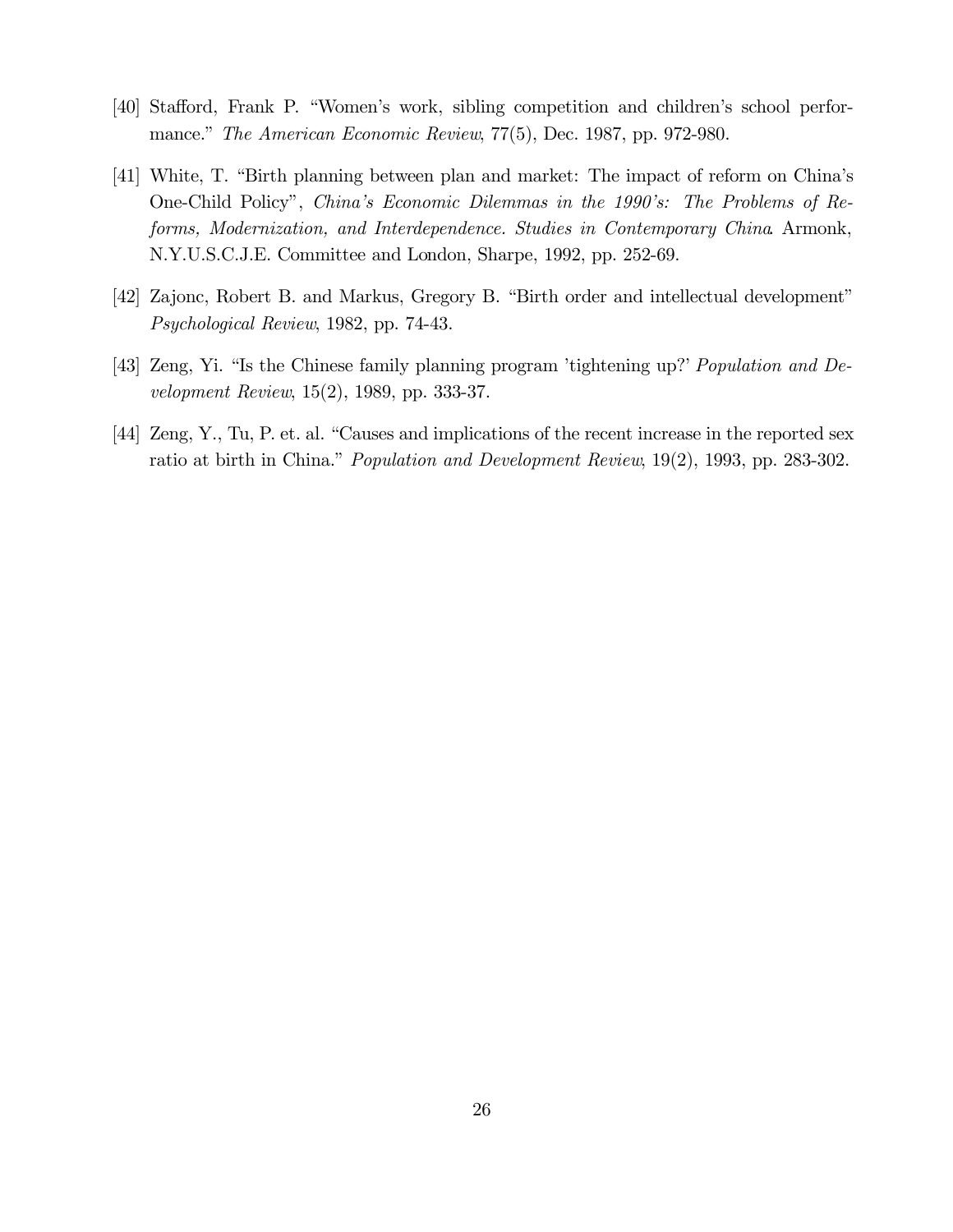[40] Stafford, Frank P. "Women's work, sibling competition and children's school performance." *The American Economic Review*, 77(5), Dec. 1987, pp. 972-980.

[41] White, T. "Birth planning between plan and market: The impact of reform on China's One-Child Policy", *China's Economic Dilemmas in the 1990's: The Problems of Reforms, Modernization, and Interdependence. Studies in Contemporary China*. Armonk, N.Y.U.S.C.J.E. Committee and London, Sharpe, 1992, pp. 252-69.

[42] Zajonc, Robert B. and Markus, Gregory B. "Birth order and intellectual development" *Psychological Review*, 1982, pp. 74-43.

[43] Zeng, Yi. "Is the Chinese family planning program 'tightening up?' *Population and Development Review*, 15(2), 1989, pp. 333-37.

[44] Zeng, Y., Tu, P. et. al. "Causes and implications of the recent increase in the reported sex ratio at birth in China." *Population and Development Review*, 19(2), 1993, pp. 283-302.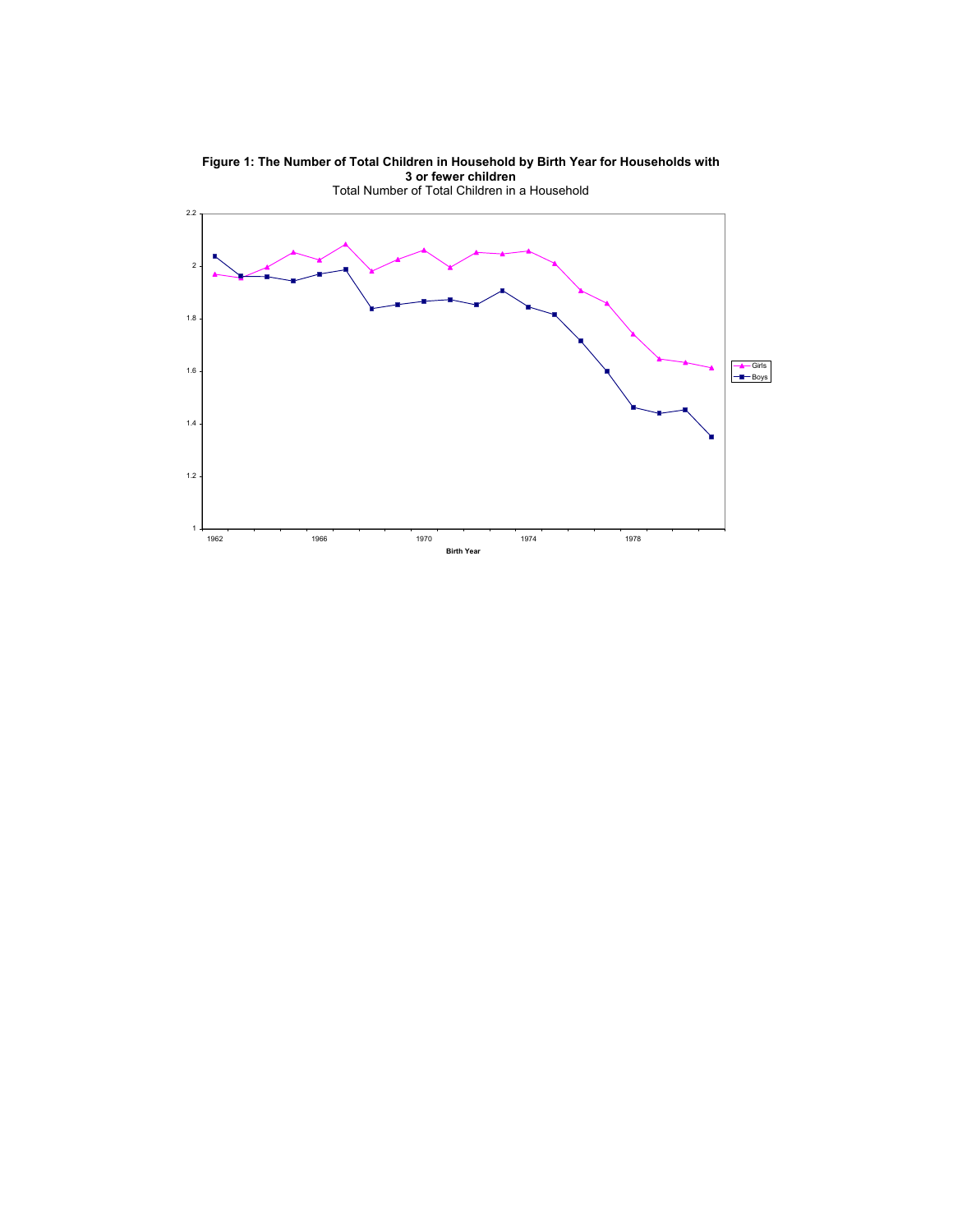**Figure 1: The Number of Total Children in Household by Birth Year for Households with 3 or fewer children**

Total Number of Total Children in a Household

2.2

2

1.8

1.6

1.4

1.2

1

1962 1966 1970 1974 1978

**Birth Year**

Girls

Boys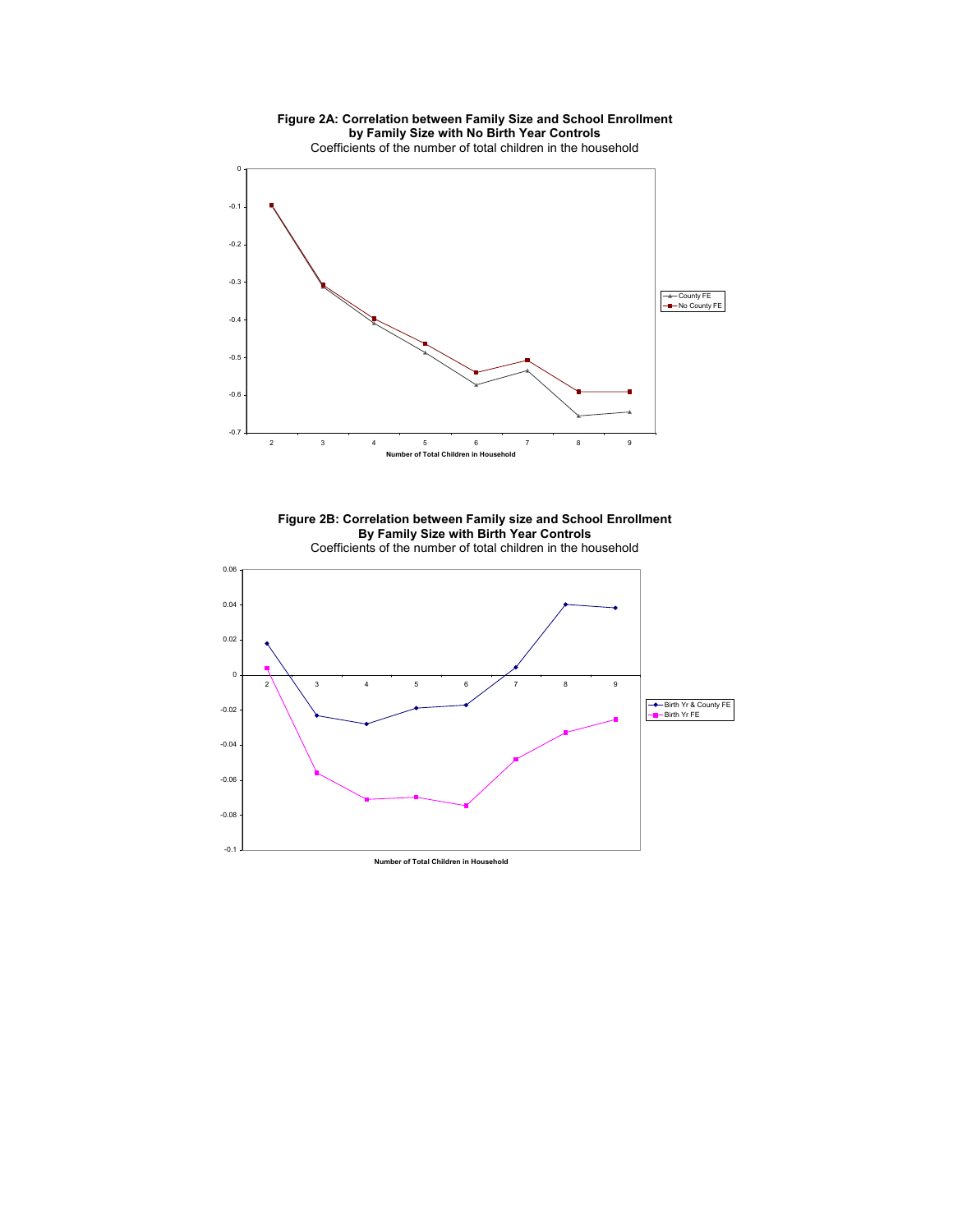**Figure 2A: Correlation between Family Size and School Enrollment by Family Size with No Birth Year Controls**

Coefficients of the number of total children in the household

**Figure 2B: Correlation between Family size and School Enrollment By Family Size with Birth Year Controls**

Coefficients of the number of total children in the household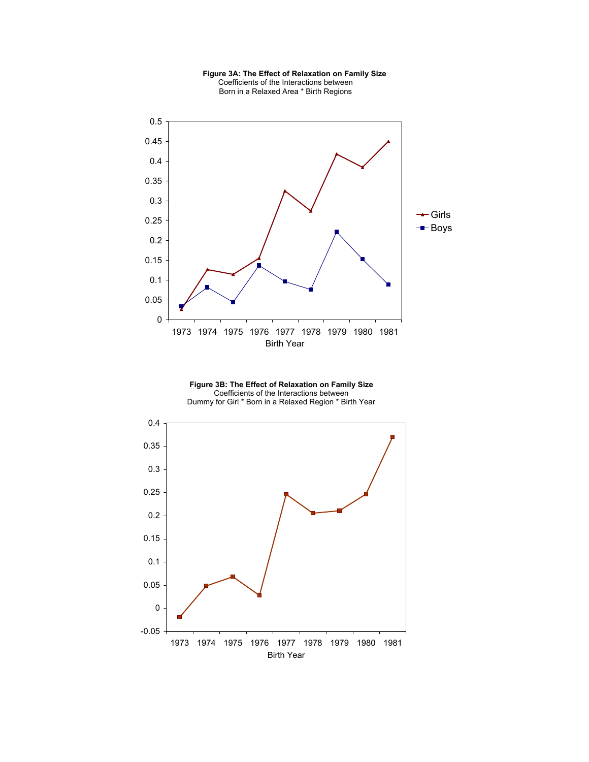**Figure 3A: The Effect of Relaxation on Family Size**
Coefficients of the Interactions between
Born in a Relaxed Area * Birth Regions

**Figure 3B: The Effect of Relaxation on Family Size**
Coefficients of the Interactions between
Dummy for Girl * Born in a Relaxed Region * Birth Year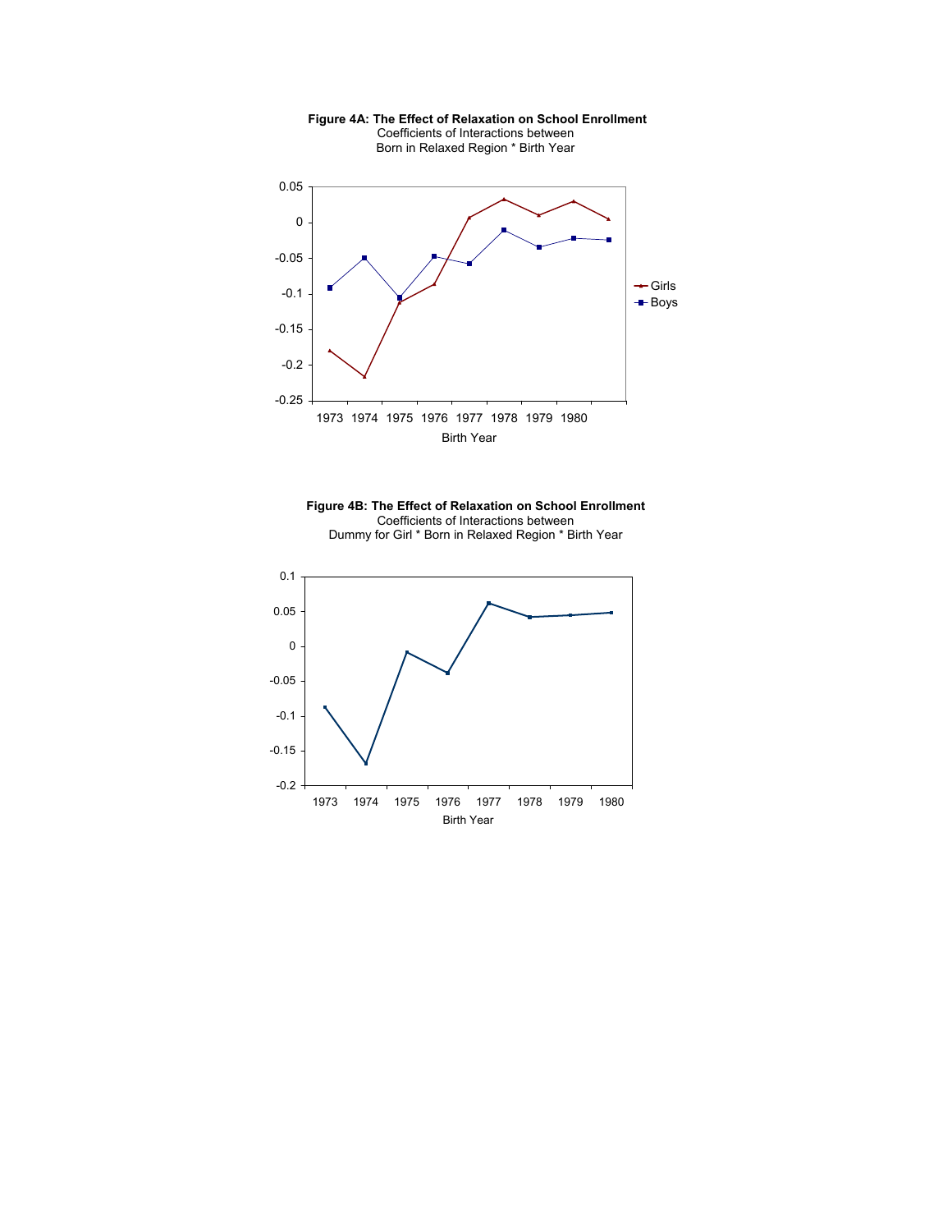**Figure 4A: The Effect of Relaxation on School Enrollment**
Coefficients of Interactions between
Born in Relaxed Region * Birth Year

**Figure 4B: The Effect of Relaxation on School Enrollment**
Coefficients of Interactions between
Dummy for Girl * Born in Relaxed Region * Birth Year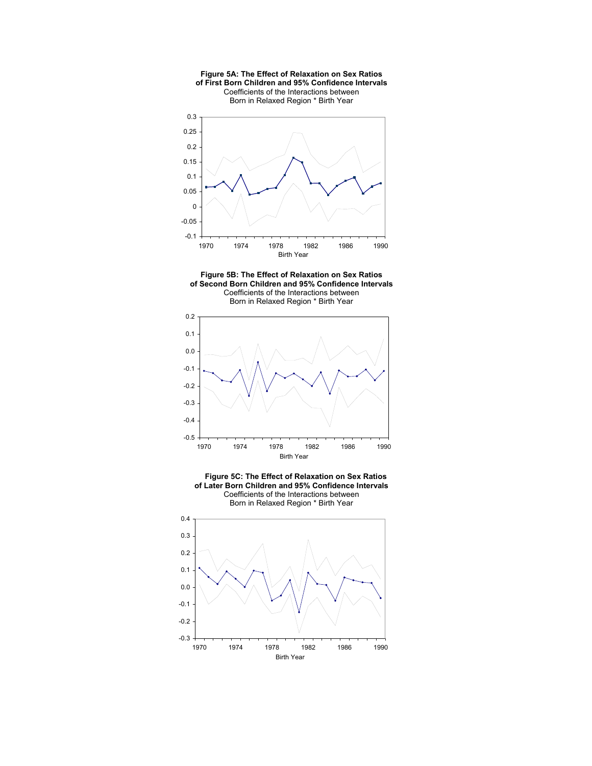**Figure 5A: The Effect of Relaxation on Sex Ratios of First Born Children and 95% Confidence Intervals**

Coefficients of the Interactions between Born in Relaxed Region * Birth Year

**Figure 5B: The Effect of Relaxation on Sex Ratios of Second Born Children and 95% Confidence Intervals**

Coefficients of the Interactions between Born in Relaxed Region * Birth Year

**Figure 5C: The Effect of Relaxation on Sex Ratios of Later Born Children and 95% Confidence Intervals**

Coefficients of the Interactions between Born in Relaxed Region * Birth Year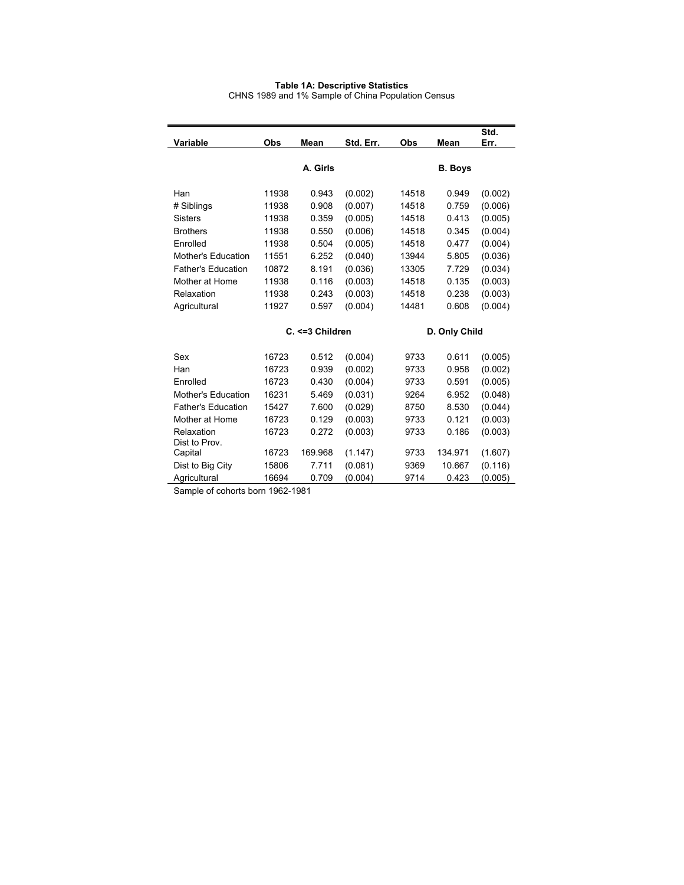**Table 1A: Descriptive Statistics**

CHNS 1989 and 1% Sample of China Population Census

| Variable | Obs | Mean | Std. Err. | Obs | Mean | Std. Err. |
|---|---|---|---|---|---|---|
| | A. Girls | | | B. Boys | | |
| Han | 11938 | 0.943 | (0.002) | 14518 | 0.949 | (0.002) |
| # Siblings | 11938 | 0.908 | (0.007) | 14518 | 0.759 | (0.006) |
| Sisters | 11938 | 0.359 | (0.005) | 14518 | 0.413 | (0.005) |
| Brothers | 11938 | 0.550 | (0.006) | 14518 | 0.345 | (0.004) |
| Enrolled | 11938 | 0.504 | (0.005) | 14518 | 0.477 | (0.004) |
| Mother's Education | 11551 | 6.252 | (0.040) | 13944 | 5.805 | (0.036) |
| Father's Education | 10872 | 8.191 | (0.036) | 13305 | 7.729 | (0.034) |
| Mother at Home | 11938 | 0.116 | (0.003) | 14518 | 0.135 | (0.003) |
| Relaxation | 11938 | 0.243 | (0.003) | 14518 | 0.238 | (0.003) |
| Agricultural | 11927 | 0.597 | (0.004) | 14481 | 0.608 | (0.004) |
| | C. <=3 Children | | | D. Only Child | | |
| Sex | 16723 | 0.512 | (0.004) | 9733 | 0.611 | (0.005) |
| Han | 16723 | 0.939 | (0.002) | 9733 | 0.958 | (0.002) |
| Enrolled | 16723 | 0.430 | (0.004) | 9733 | 0.591 | (0.005) |
| Mother's Education | 16231 | 5.469 | (0.031) | 9264 | 6.952 | (0.048) |
| Father's Education | 15427 | 7.600 | (0.029) | 8750 | 8.530 | (0.044) |
| Mother at Home | 16723 | 0.129 | (0.003) | 9733 | 0.121 | (0.003) |
| Relaxation | 16723 | 0.272 | (0.003) | 9733 | 0.186 | (0.003) |
| Dist to Prov. Capital | 16723 | 169.968 | (1.147) | 9733 | 134.971 | (1.607) |
| Dist to Big City | 15806 | 7.711 | (0.081) | 9369 | 10.667 | (0.116) |
| Agricultural | 16694 | 0.709 | (0.004) | 9714 | 0.423 | (0.005) |

Sample of cohorts born 1962-1981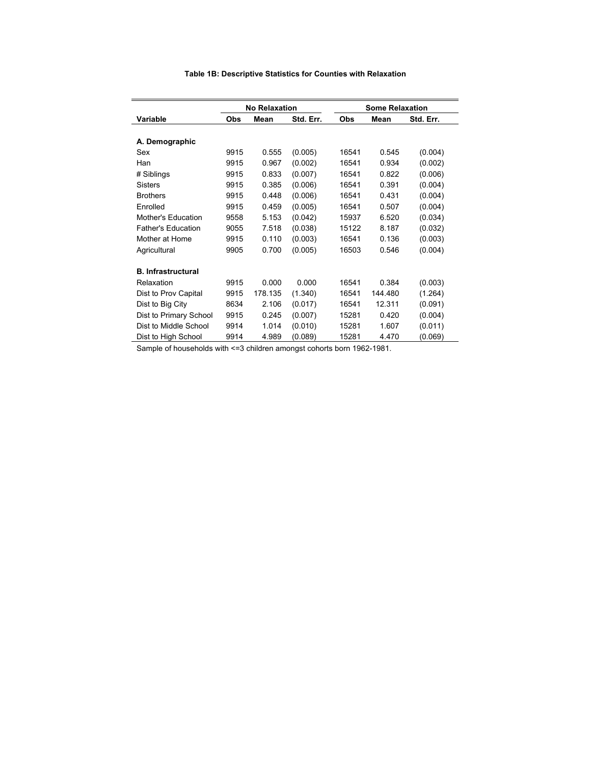**Table 1B: Descriptive Statistics for Counties with Relaxation**

| | No Relaxation | | | Some Relaxation | | |
|---|---|---|---|---|---|---|
| **Variable** | **Obs** | **Mean** | **Std. Err.** | **Obs** | **Mean** | **Std. Err.** |
| **A. Demographic** | | | | | | |
| Sex | 9915 | 0.555 | (0.005) | 16541 | 0.545 | (0.004) |
| Han | 9915 | 0.967 | (0.002) | 16541 | 0.934 | (0.002) |
| # Siblings | 9915 | 0.833 | (0.007) | 16541 | 0.822 | (0.006) |
| Sisters | 9915 | 0.385 | (0.006) | 16541 | 0.391 | (0.004) |
| Brothers | 9915 | 0.448 | (0.006) | 16541 | 0.431 | (0.004) |
| Enrolled | 9915 | 0.459 | (0.005) | 16541 | 0.507 | (0.004) |
| Mother's Education | 9558 | 5.153 | (0.042) | 15937 | 6.520 | (0.034) |
| Father's Education | 9055 | 7.518 | (0.038) | 15122 | 8.187 | (0.032) |
| Mother at Home | 9915 | 0.110 | (0.003) | 16541 | 0.136 | (0.003) |
| Agricultural | 9905 | 0.700 | (0.005) | 16503 | 0.546 | (0.004) |
| **B. Infrastructural** | | | | | | |
| Relaxation | 9915 | 0.000 | 0.000 | 16541 | 0.384 | (0.003) |
| Dist to Prov Capital | 9915 | 178.135 | (1.340) | 16541 | 144.480 | (1.264) |
| Dist to Big City | 8634 | 2.106 | (0.017) | 16541 | 12.311 | (0.091) |
| Dist to Primary School | 9915 | 0.245 | (0.007) | 15281 | 0.420 | (0.004) |
| Dist to Middle School | 9914 | 1.014 | (0.010) | 15281 | 1.607 | (0.011) |
| Dist to High School | 9914 | 4.989 | (0.089) | 15281 | 4.470 | (0.069) |

Sample of households with <=3 children amongst cohorts born 1962-1981.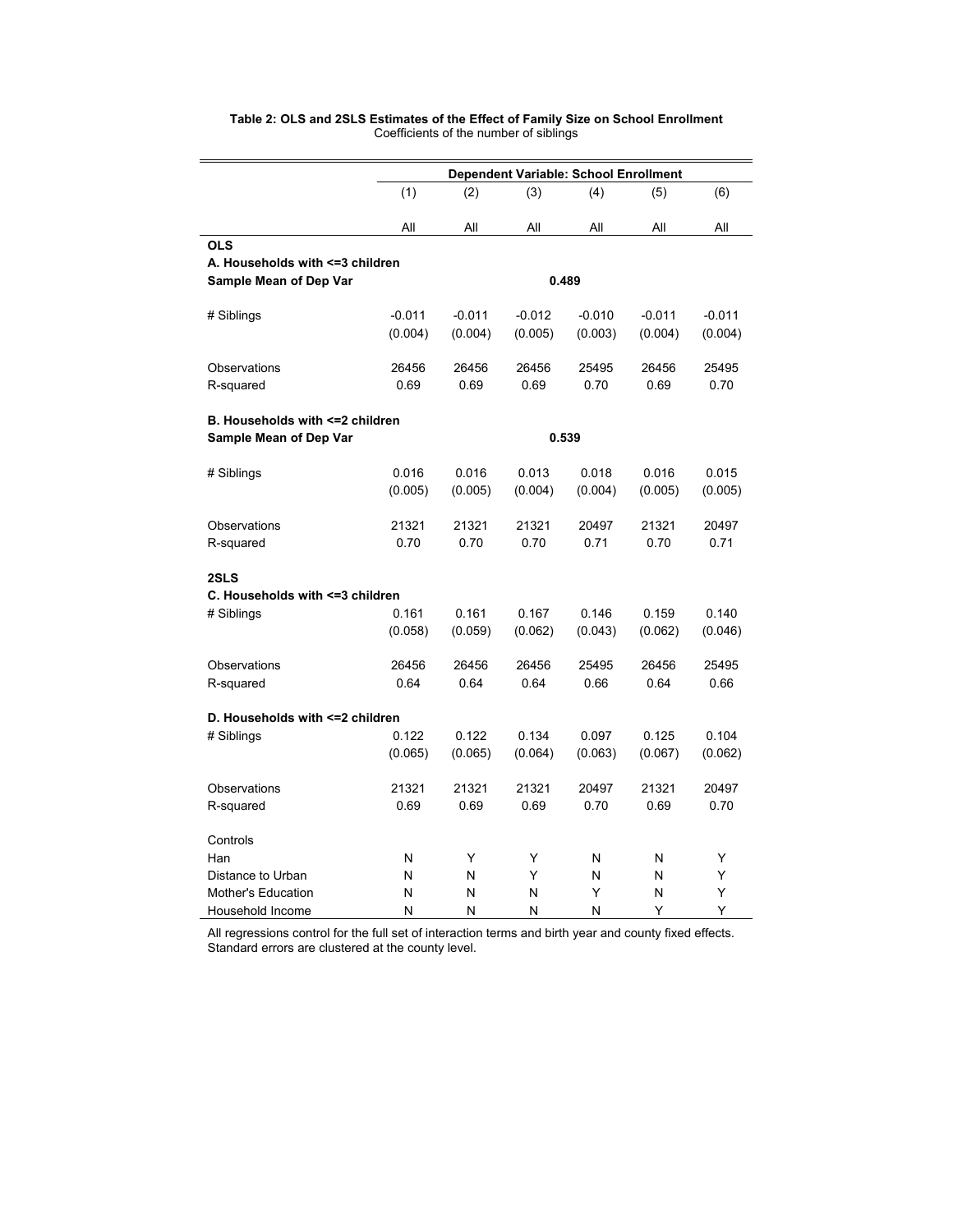**Table 2: OLS and 2SLS Estimates of the Effect of Family Size on School Enrollment**
Coefficients of the number of siblings

| | Dependent Variable: School Enrollment | | | | | |
|---|---|---|---|---|---|---|
| | (1) | (2) | (3) | (4) | (5) | (6) |
| | All | All | All | All | All | All |
| **OLS** | | | | | | |
| **A. Households with <=3 children** | | | | | | |
| **Sample Mean of Dep Var** | | | **0.489** | | | |
| # Siblings | -0.011 | -0.011 | -0.012 | -0.010 | -0.011 | -0.011 |
| | (0.004) | (0.004) | (0.005) | (0.003) | (0.004) | (0.004) |
| Observations | 26456 | 26456 | 26456 | 25495 | 26456 | 25495 |
| R-squared | 0.69 | 0.69 | 0.69 | 0.70 | 0.69 | 0.70 |
| **B. Households with <=2 children** | | | | | | |
| **Sample Mean of Dep Var** | | | **0.539** | | | |
| # Siblings | 0.016 | 0.016 | 0.013 | 0.018 | 0.016 | 0.015 |
| | (0.005) | (0.005) | (0.004) | (0.004) | (0.005) | (0.005) |
| Observations | 21321 | 21321 | 21321 | 20497 | 21321 | 20497 |
| R-squared | 0.70 | 0.70 | 0.70 | 0.71 | 0.70 | 0.71 |
| **2SLS** | | | | | | |
| **C. Households with <=3 children** | | | | | | |
| # Siblings | 0.161 | 0.161 | 0.167 | 0.146 | 0.159 | 0.140 |
| | (0.058) | (0.059) | (0.062) | (0.043) | (0.062) | (0.046) |
| Observations | 26456 | 26456 | 26456 | 25495 | 26456 | 25495 |
| R-squared | 0.64 | 0.64 | 0.64 | 0.66 | 0.64 | 0.66 |
| **D. Households with <=2 children** | | | | | | |
| # Siblings | 0.122 | 0.122 | 0.134 | 0.097 | 0.125 | 0.104 |
| | (0.065) | (0.065) | (0.064) | (0.063) | (0.067) | (0.062) |
| Observations | 21321 | 21321 | 21321 | 20497 | 21321 | 20497 |
| R-squared | 0.69 | 0.69 | 0.69 | 0.70 | 0.69 | 0.70 |
| Controls | | | | | | |
| Han | N | Y | Y | N | N | Y |
| Distance to Urban | N | N | Y | N | N | Y |
| Mother's Education | N | N | N | Y | N | Y |
| Household Income | N | N | N | N | Y | Y |

All regressions control for the full set of interaction terms and birth year and county fixed effects. Standard errors are clustered at the county level.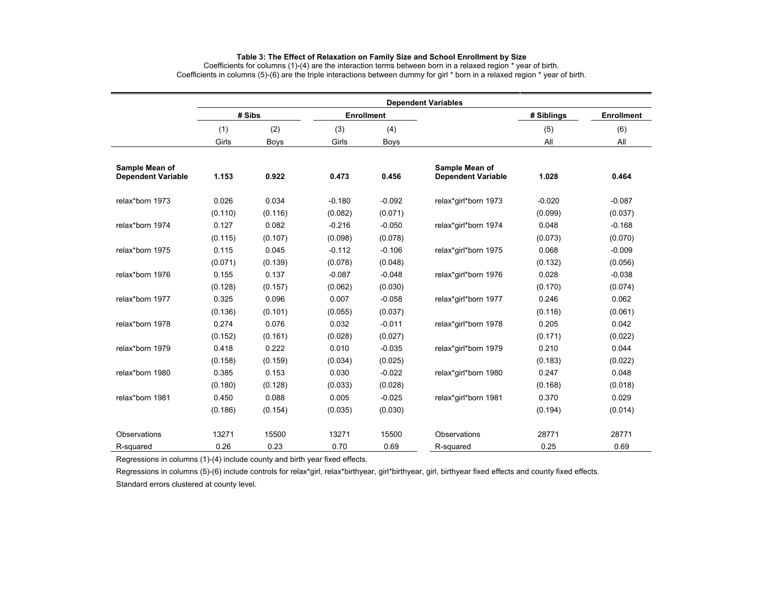**Table 3: The Effect of Relaxation on Family Size and School Enrollment by Size**

Coefficients for columns (1)-(4) are the interaction terms between born in a relaxed region * year of birth.
Coefficients in columns (5)-(6) are the triple interactions between dummy for girl * born in a relaxed region * year of birth.

| | Dependent Variables | | | | | | |
|---|---|---|---|---|---|---|---|
| | # Sibs | | Enrollment | | | # Siblings | Enrollment |
| | (1) | (2) | (3) | (4) | | (5) | (6) |
| | Girls | Boys | Girls | Boys | | All | All |
| **Sample Mean of Dependent Variable** | **1.153** | **0.922** | **0.473** | **0.456** | **Sample Mean of Dependent Variable** | **1.028** | **0.464** |
| relax*born 1973 | 0.026 | 0.034 | -0.180 | -0.092 | relax*girl*born 1973 | -0.020 | -0.087 |
| | (0.110) | (0.116) | (0.082) | (0.071) | | (0.099) | (0.037) |
| relax*born 1974 | 0.127 | 0.082 | -0.216 | -0.050 | relax*girl*born 1974 | 0.048 | -0.168 |
| | (0.115) | (0.107) | (0.098) | (0.078) | | (0.073) | (0.070) |
| relax*born 1975 | 0.115 | 0.045 | -0.112 | -0.106 | relax*girl*born 1975 | 0.068 | -0.009 |
| | (0.071) | (0.139) | (0.078) | (0.048) | | (0.132) | (0.056) |
| relax*born 1976 | 0.155 | 0.137 | -0.087 | -0.048 | relax*girl*born 1976 | 0.028 | -0.038 |
| | (0.128) | (0.157) | (0.062) | (0.030) | | (0.170) | (0.074) |
| relax*born 1977 | 0.325 | 0.096 | 0.007 | -0.058 | relax*girl*born 1977 | 0.246 | 0.062 |
| | (0.136) | (0.101) | (0.055) | (0.037) | | (0.116) | (0.061) |
| relax*born 1978 | 0.274 | 0.076 | 0.032 | -0.011 | relax*girl*born 1978 | 0.205 | 0.042 |
| | (0.152) | (0.161) | (0.028) | (0.027) | | (0.171) | (0.022) |
| relax*born 1979 | 0.418 | 0.222 | 0.010 | -0.035 | relax*girl*born 1979 | 0.210 | 0.044 |
| | (0.158) | (0.159) | (0.034) | (0.025) | | (0.183) | (0.022) |
| relax*born 1980 | 0.385 | 0.153 | 0.030 | -0.022 | relax*girl*born 1980 | 0.247 | 0.048 |
| | (0.180) | (0.128) | (0.033) | (0.028) | | (0.168) | (0.018) |
| relax*born 1981 | 0.450 | 0.088 | 0.005 | -0.025 | relax*girl*born 1981 | 0.370 | 0.029 |
| | (0.186) | (0.154) | (0.035) | (0.030) | | (0.194) | (0.014) |
| Observations | 13271 | 15500 | 13271 | 15500 | Observations | 28771 | 28771 |
| R-squared | 0.26 | 0.23 | 0.70 | 0.69 | R-squared | 0.25 | 0.69 |

Regressions in columns (1)-(4) include county and birth year fixed effects.

Regressions in columns (5)-(6) include controls for relax*girl, relax*birthyear, girl*birthyear, girl, birthyear fixed effects and county fixed effects.

Standard errors clustered at county level.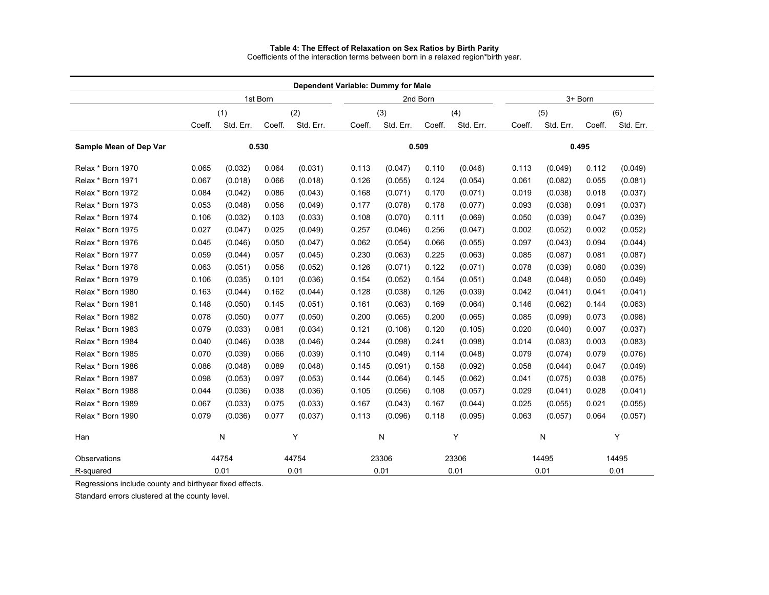**Table 4: The Effect of Relaxation on Sex Ratios by Birth Parity**

Coefficients of the interaction terms between born in a relaxed region*birth year.

| Dependent Variable: Dummy for Male | 1st Born | | | | 2nd Born | | | | 3+ Born | | | |
|---|---|---|---|---|---|---|---|---|---|---|---|---|
| | (1) | | (2) | | (3) | | (4) | | (5) | | (6) | |
| | Coeff. | Std. Err. | Coeff. | Std. Err. | Coeff. | Std. Err. | Coeff. | Std. Err. | Coeff. | Std. Err. | Coeff. | Std. Err. |
| **Sample Mean of Dep Var** | **0.530** | | | | **0.509** | | | | **0.495** | | | |
| Relax * Born 1970 | 0.065 | (0.032) | 0.064 | (0.031) | 0.113 | (0.047) | 0.110 | (0.046) | 0.113 | (0.049) | 0.112 | (0.049) |
| Relax * Born 1971 | 0.067 | (0.018) | 0.066 | (0.018) | 0.126 | (0.055) | 0.124 | (0.054) | 0.061 | (0.082) | 0.055 | (0.081) |
| Relax * Born 1972 | 0.084 | (0.042) | 0.086 | (0.043) | 0.168 | (0.071) | 0.170 | (0.071) | 0.019 | (0.038) | 0.018 | (0.037) |
| Relax * Born 1973 | 0.053 | (0.048) | 0.056 | (0.049) | 0.177 | (0.078) | 0.178 | (0.077) | 0.093 | (0.038) | 0.091 | (0.037) |
| Relax * Born 1974 | 0.106 | (0.032) | 0.103 | (0.033) | 0.108 | (0.070) | 0.111 | (0.069) | 0.050 | (0.039) | 0.047 | (0.039) |
| Relax * Born 1975 | 0.027 | (0.047) | 0.025 | (0.049) | 0.257 | (0.046) | 0.256 | (0.047) | 0.002 | (0.052) | 0.002 | (0.052) |
| Relax * Born 1976 | 0.045 | (0.046) | 0.050 | (0.047) | 0.062 | (0.054) | 0.066 | (0.055) | 0.097 | (0.043) | 0.094 | (0.044) |
| Relax * Born 1977 | 0.059 | (0.044) | 0.057 | (0.045) | 0.230 | (0.063) | 0.225 | (0.063) | 0.085 | (0.087) | 0.081 | (0.087) |
| Relax * Born 1978 | 0.063 | (0.051) | 0.056 | (0.052) | 0.126 | (0.071) | 0.122 | (0.071) | 0.078 | (0.039) | 0.080 | (0.039) |
| Relax * Born 1979 | 0.106 | (0.035) | 0.101 | (0.036) | 0.154 | (0.052) | 0.154 | (0.051) | 0.048 | (0.048) | 0.050 | (0.049) |
| Relax * Born 1980 | 0.163 | (0.044) | 0.162 | (0.044) | 0.128 | (0.038) | 0.126 | (0.039) | 0.042 | (0.041) | 0.041 | (0.041) |
| Relax * Born 1981 | 0.148 | (0.050) | 0.145 | (0.051) | 0.161 | (0.063) | 0.169 | (0.064) | 0.146 | (0.062) | 0.144 | (0.063) |
| Relax * Born 1982 | 0.078 | (0.050) | 0.077 | (0.050) | 0.200 | (0.065) | 0.200 | (0.065) | 0.085 | (0.099) | 0.073 | (0.098) |
| Relax * Born 1983 | 0.079 | (0.033) | 0.081 | (0.034) | 0.121 | (0.106) | 0.120 | (0.105) | 0.020 | (0.040) | 0.007 | (0.037) |
| Relax * Born 1984 | 0.040 | (0.046) | 0.038 | (0.046) | 0.244 | (0.098) | 0.241 | (0.098) | 0.014 | (0.083) | 0.003 | (0.083) |
| Relax * Born 1985 | 0.070 | (0.039) | 0.066 | (0.039) | 0.110 | (0.049) | 0.114 | (0.048) | 0.079 | (0.074) | 0.079 | (0.076) |
| Relax * Born 1986 | 0.086 | (0.048) | 0.089 | (0.048) | 0.145 | (0.091) | 0.158 | (0.092) | 0.058 | (0.044) | 0.047 | (0.049) |
| Relax * Born 1987 | 0.098 | (0.053) | 0.097 | (0.053) | 0.144 | (0.064) | 0.145 | (0.062) | 0.041 | (0.075) | 0.038 | (0.075) |
| Relax * Born 1988 | 0.044 | (0.036) | 0.038 | (0.036) | 0.105 | (0.056) | 0.108 | (0.057) | 0.029 | (0.041) | 0.028 | (0.041) |
| Relax * Born 1989 | 0.067 | (0.033) | 0.075 | (0.033) | 0.167 | (0.043) | 0.167 | (0.044) | 0.025 | (0.055) | 0.021 | (0.055) |
| Relax * Born 1990 | 0.079 | (0.036) | 0.077 | (0.037) | 0.113 | (0.096) | 0.118 | (0.095) | 0.063 | (0.057) | 0.064 | (0.057) |
| Han | N | | Y | | N | | Y | | N | | Y | |
| Observations | 44754 | | 44754 | | 23306 | | 23306 | | 14495 | | 14495 | |
| R-squared | 0.01 | | 0.01 | | 0.01 | | 0.01 | | 0.01 | | 0.01 | |

Regressions include county and birthyear fixed effects.

Standard errors clustered at the county level.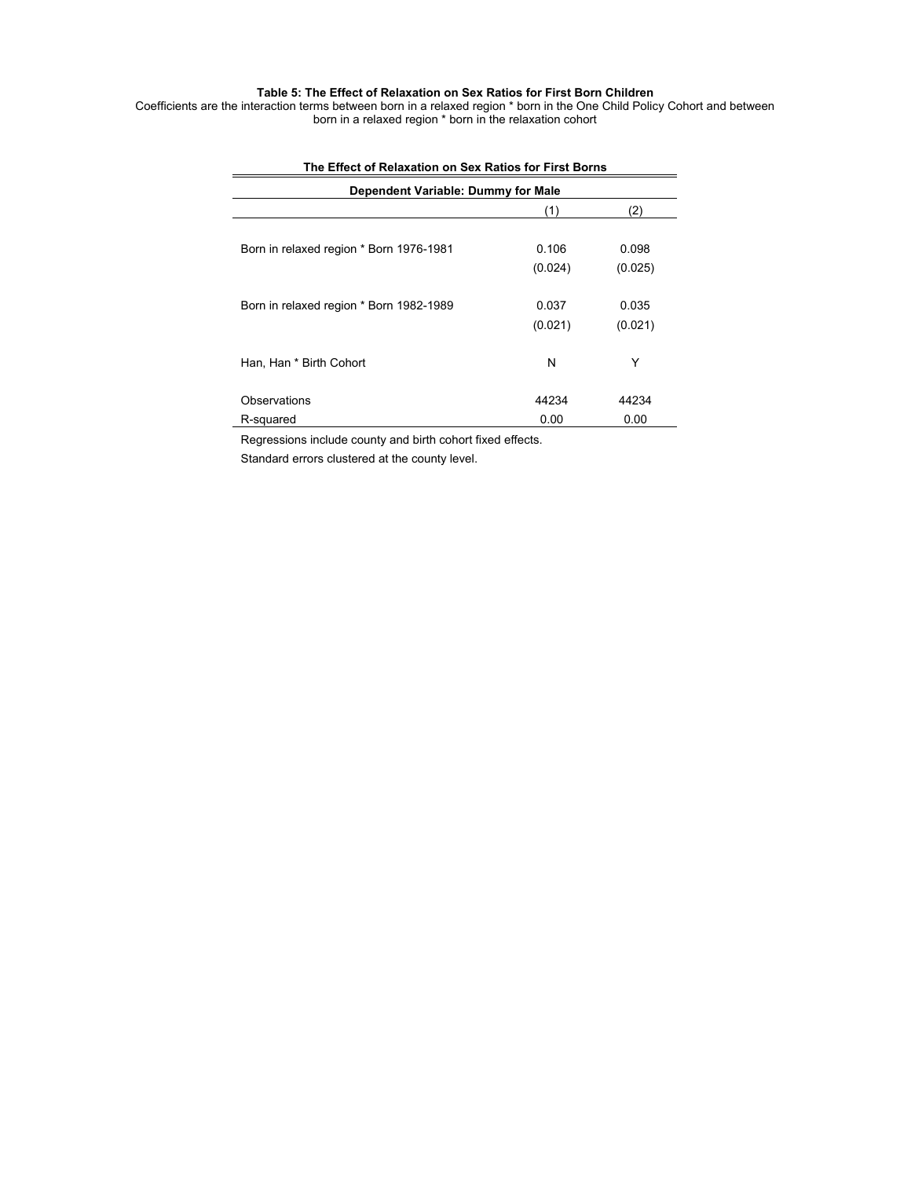**Table 5: The Effect of Relaxation on Sex Ratios for First Born Children**

Coefficients are the interaction terms between born in a relaxed region * born in the One Child Policy Cohort and between born in a relaxed region * born in the relaxation cohort

| The Effect of Relaxation on Sex Ratios for First Borns | | |
|---|---|---|
| **Dependent Variable: Dummy for Male** | | |
| | (1) | (2) |
| Born in relaxed region * Born 1976-1981 | 0.106 | 0.098 |
| | (0.024) | (0.025) |
| Born in relaxed region * Born 1982-1989 | 0.037 | 0.035 |
| | (0.021) | (0.021) |
| Han, Han * Birth Cohort | N | Y |
| Observations | 44234 | 44234 |
| R-squared | 0.00 | 0.00 |

Regressions include county and birth cohort fixed effects.

Standard errors clustered at the county level.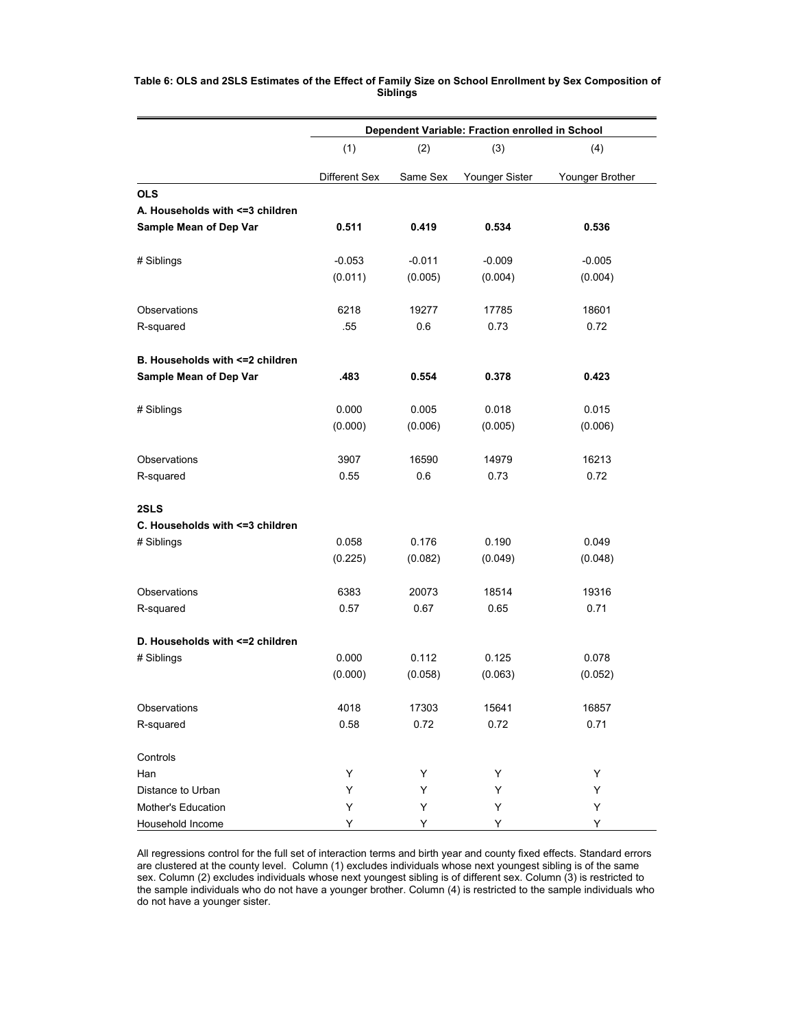**Table 6: OLS and 2SLS Estimates of the Effect of Family Size on School Enrollment by Sex Composition of Siblings**

| | Dependent Variable: Fraction enrolled in School | | | |
|---|---|---|---|---|
| | (1) | (2) | (3) | (4) |
| | Different Sex | Same Sex | Younger Sister | Younger Brother |
| **OLS** | | | | |
| **A. Households with <=3 children** | | | | |
| **Sample Mean of Dep Var** | **0.511** | **0.419** | **0.534** | **0.536** |
| # Siblings | -0.053 | -0.011 | -0.009 | -0.005 |
| | (0.011) | (0.005) | (0.004) | (0.004) |
| Observations | 6218 | 19277 | 17785 | 18601 |
| R-squared | .55 | 0.6 | 0.73 | 0.72 |
| **B. Households with <=2 children** | | | | |
| **Sample Mean of Dep Var** | **.483** | **0.554** | **0.378** | **0.423** |
| # Siblings | 0.000 | 0.005 | 0.018 | 0.015 |
| | (0.000) | (0.006) | (0.005) | (0.006) |
| Observations | 3907 | 16590 | 14979 | 16213 |
| R-squared | 0.55 | 0.6 | 0.73 | 0.72 |
| **2SLS** | | | | |
| **C. Households with <=3 children** | | | | |
| # Siblings | 0.058 | 0.176 | 0.190 | 0.049 |
| | (0.225) | (0.082) | (0.049) | (0.048) |
| Observations | 6383 | 20073 | 18514 | 19316 |
| R-squared | 0.57 | 0.67 | 0.65 | 0.71 |
| **D. Households with <=2 children** | | | | |
| # Siblings | 0.000 | 0.112 | 0.125 | 0.078 |
| | (0.000) | (0.058) | (0.063) | (0.052) |
| Observations | 4018 | 17303 | 15641 | 16857 |
| R-squared | 0.58 | 0.72 | 0.72 | 0.71 |
| Controls | | | | |
| Han | Y | Y | Y | Y |
| Distance to Urban | Y | Y | Y | Y |
| Mother's Education | Y | Y | Y | Y |
| Household Income | Y | Y | Y | Y |

All regressions control for the full set of interaction terms and birth year and county fixed effects. Standard errors are clustered at the county level. Column (1) excludes individuals whose next youngest sibling is of the same sex. Column (2) excludes individuals whose next youngest sibling is of different sex. Column (3) is restricted to the sample individuals who do not have a younger brother. Column (4) is restricted to the sample individuals who do not have a younger sister.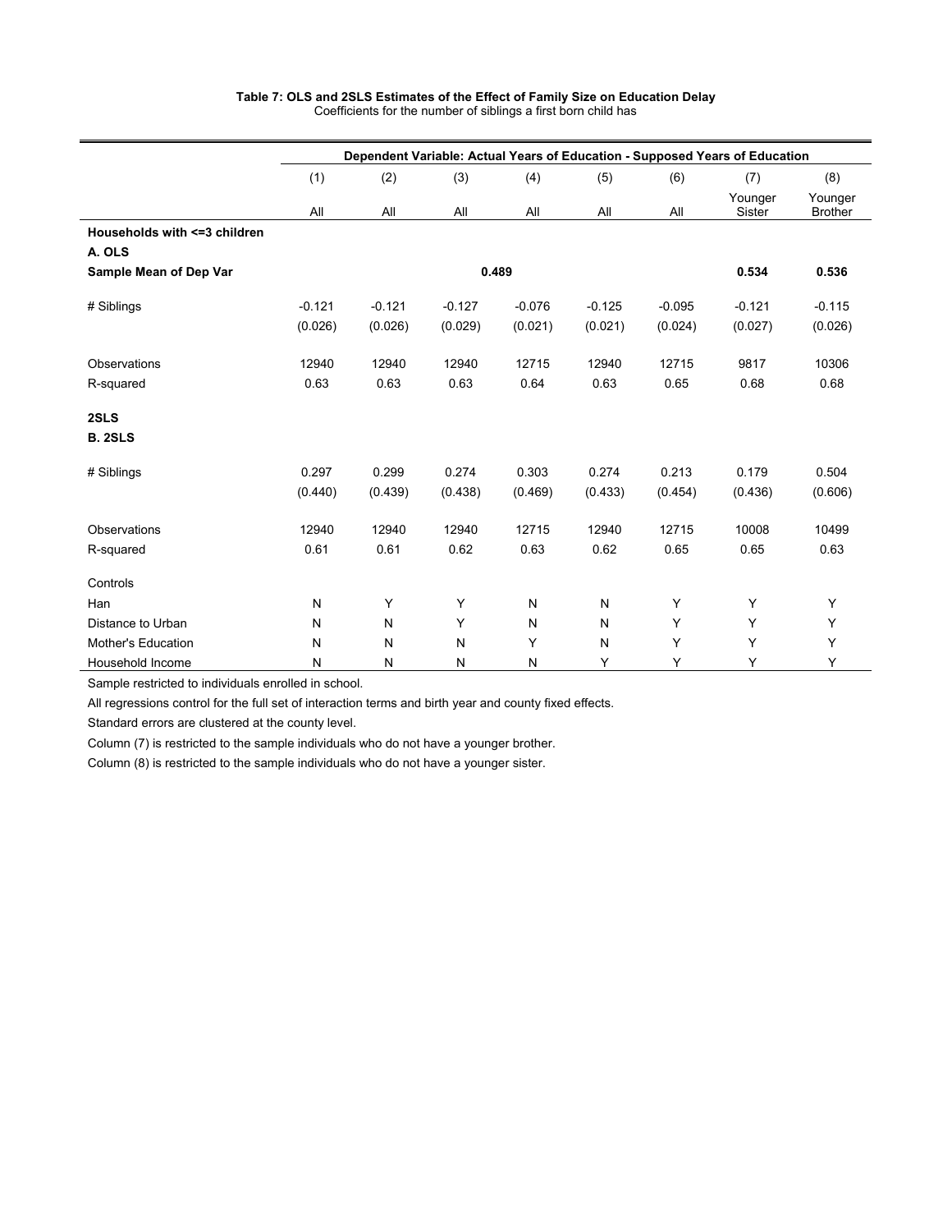**Table 7: OLS and 2SLS Estimates of the Effect of Family Size on Education Delay**

Coefficients for the number of siblings a first born child has

| | Dependent Variable: Actual Years of Education - Supposed Years of Education | | | | | | | |
|---|---|---|---|---|---|---|---|---|
| | (1) | (2) | (3) | (4) | (5) | (6) | (7) | (8) |
| | All | All | All | All | All | All | Younger Sister | Younger Brother |
| **Households with <=3 children** | | | | | | | | |
| **A. OLS** | | | | | | | | |
| **Sample Mean of Dep Var** | | | | **0.489** | | | **0.534** | **0.536** |
| # Siblings | -0.121 | -0.121 | -0.127 | -0.076 | -0.125 | -0.095 | -0.121 | -0.115 |
| | (0.026) | (0.026) | (0.029) | (0.021) | (0.021) | (0.024) | (0.027) | (0.026) |
| Observations | 12940 | 12940 | 12940 | 12715 | 12940 | 12715 | 9817 | 10306 |
| R-squared | 0.63 | 0.63 | 0.63 | 0.64 | 0.63 | 0.65 | 0.68 | 0.68 |
| **2SLS** | | | | | | | | |
| **B. 2SLS** | | | | | | | | |
| # Siblings | 0.297 | 0.299 | 0.274 | 0.303 | 0.274 | 0.213 | 0.179 | 0.504 |
| | (0.440) | (0.439) | (0.438) | (0.469) | (0.433) | (0.454) | (0.436) | (0.606) |
| Observations | 12940 | 12940 | 12940 | 12715 | 12940 | 12715 | 10008 | 10499 |
| R-squared | 0.61 | 0.61 | 0.62 | 0.63 | 0.62 | 0.65 | 0.65 | 0.63 |
| Controls | | | | | | | | |
| Han | N | Y | Y | N | N | Y | Y | Y |
| Distance to Urban | N | N | Y | N | N | Y | Y | Y |
| Mother's Education | N | N | N | Y | N | Y | Y | Y |
| Household Income | N | N | N | N | Y | Y | Y | Y |

Sample restricted to individuals enrolled in school.

All regressions control for the full set of interaction terms and birth year and county fixed effects.

Standard errors are clustered at the county level.

Column (7) is restricted to the sample individuals who do not have a younger brother.

Column (8) is restricted to the sample individuals who do not have a younger sister.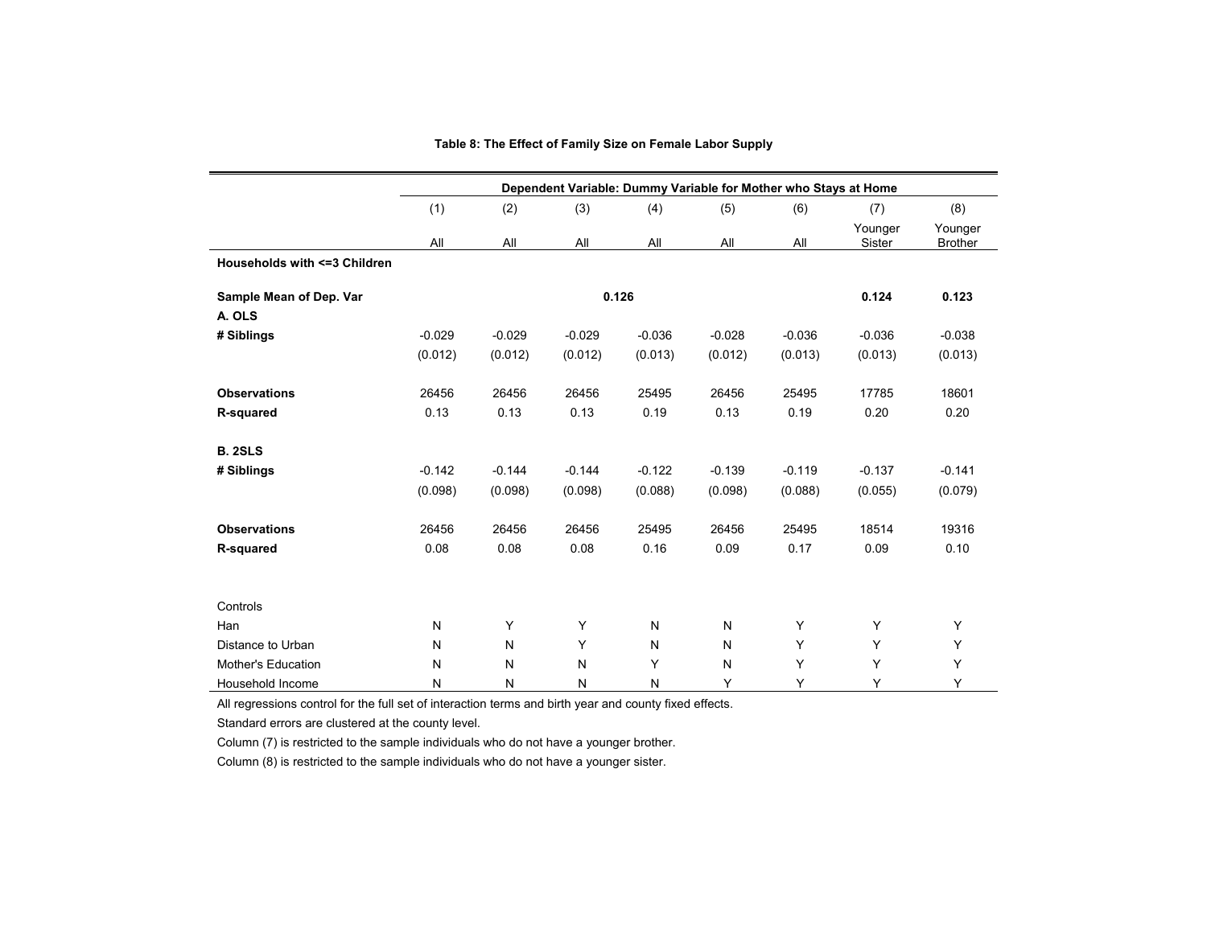**Table 8: The Effect of Family Size on Female Labor Supply**

| | Dependent Variable: Dummy Variable for Mother who Stays at Home | | | | | | | |
|---|---|---|---|---|---|---|---|---|
| | (1) | (2) | (3) | (4) | (5) | (6) | (7) | (8) |
| | All | All | All | All | All | All | Younger Sister | Younger Brother |
| **Households with <=3 Children** | | | | | | | | |
| **Sample Mean of Dep. Var** | | | | **0.126** | | | **0.124** | **0.123** |
| **A. OLS** | | | | | | | | |
| **# Siblings** | -0.029 | -0.029 | -0.029 | -0.036 | -0.028 | -0.036 | -0.036 | -0.038 |
| | (0.012) | (0.012) | (0.012) | (0.013) | (0.012) | (0.013) | (0.013) | (0.013) |
| **Observations** | 26456 | 26456 | 26456 | 25495 | 26456 | 25495 | 17785 | 18601 |
| **R-squared** | 0.13 | 0.13 | 0.13 | 0.19 | 0.13 | 0.19 | 0.20 | 0.20 |
| **B. 2SLS** | | | | | | | | |
| **# Siblings** | -0.142 | -0.144 | -0.144 | -0.122 | -0.139 | -0.119 | -0.137 | -0.141 |
| | (0.098) | (0.098) | (0.098) | (0.088) | (0.098) | (0.088) | (0.055) | (0.079) |
| **Observations** | 26456 | 26456 | 26456 | 25495 | 26456 | 25495 | 18514 | 19316 |
| **R-squared** | 0.08 | 0.08 | 0.08 | 0.16 | 0.09 | 0.17 | 0.09 | 0.10 |
| Controls | | | | | | | | |
| Han | N | Y | Y | N | N | Y | Y | Y |
| Distance to Urban | N | N | Y | N | N | Y | Y | Y |
| Mother's Education | N | N | N | Y | N | Y | Y | Y |
| Household Income | N | N | N | N | Y | Y | Y | Y |

All regressions control for the full set of interaction terms and birth year and county fixed effects.

Standard errors are clustered at the county level.

Column (7) is restricted to the sample individuals who do not have a younger brother.

Column (8) is restricted to the sample individuals who do not have a younger sister.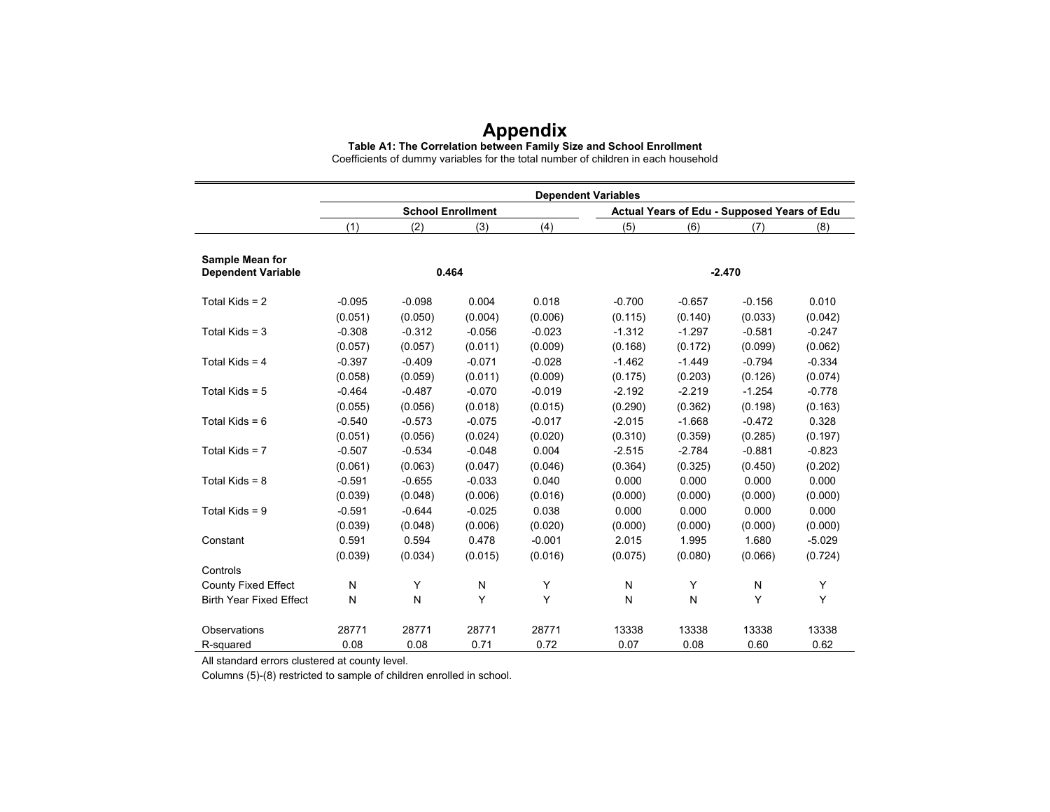# Appendix

**Table A1: The Correlation between Family Size and School Enrollment**

Coefficients of dummy variables for the total number of children in each household

| | Dependent Variables | | | | | | | |
|---|---|---|---|---|---|---|---|---|
| | School Enrollment | | | | Actual Years of Edu - Supposed Years of Edu | | | |
| | (1) | (2) | (3) | (4) | (5) | (6) | (7) | (8) |
| **Sample Mean for Dependent Variable** | | | **0.464** | | | | **-2.470** | |
| Total Kids = 2 | -0.095 | -0.098 | 0.004 | 0.018 | -0.700 | -0.657 | -0.156 | 0.010 |
| | (0.051) | (0.050) | (0.004) | (0.006) | (0.115) | (0.140) | (0.033) | (0.042) |
| Total Kids = 3 | -0.308 | -0.312 | -0.056 | -0.023 | -1.312 | -1.297 | -0.581 | -0.247 |
| | (0.057) | (0.057) | (0.011) | (0.009) | (0.168) | (0.172) | (0.099) | (0.062) |
| Total Kids = 4 | -0.397 | -0.409 | -0.071 | -0.028 | -1.462 | -1.449 | -0.794 | -0.334 |
| | (0.058) | (0.059) | (0.011) | (0.009) | (0.175) | (0.203) | (0.126) | (0.074) |
| Total Kids = 5 | -0.464 | -0.487 | -0.070 | -0.019 | -2.192 | -2.219 | -1.254 | -0.778 |
| | (0.055) | (0.056) | (0.018) | (0.015) | (0.290) | (0.362) | (0.198) | (0.163) |
| Total Kids = 6 | -0.540 | -0.573 | -0.075 | -0.017 | -2.015 | -1.668 | -0.472 | 0.328 |
| | (0.051) | (0.056) | (0.024) | (0.020) | (0.310) | (0.359) | (0.285) | (0.197) |
| Total Kids = 7 | -0.507 | -0.534 | -0.048 | 0.004 | -2.515 | -2.784 | -0.881 | -0.823 |
| | (0.061) | (0.063) | (0.047) | (0.046) | (0.364) | (0.325) | (0.450) | (0.202) |
| Total Kids = 8 | -0.591 | -0.655 | -0.033 | 0.040 | 0.000 | 0.000 | 0.000 | 0.000 |
| | (0.039) | (0.048) | (0.006) | (0.016) | (0.000) | (0.000) | (0.000) | (0.000) |
| Total Kids = 9 | -0.591 | -0.644 | -0.025 | 0.038 | 0.000 | 0.000 | 0.000 | 0.000 |
| | (0.039) | (0.048) | (0.006) | (0.020) | (0.000) | (0.000) | (0.000) | (0.000) |
| Constant | 0.591 | 0.594 | 0.478 | -0.001 | 2.015 | 1.995 | 1.680 | -5.029 |
| | (0.039) | (0.034) | (0.015) | (0.016) | (0.075) | (0.080) | (0.066) | (0.724) |
| Controls | | | | | | | | |
| County Fixed Effect | N | Y | N | Y | N | Y | N | Y |
| Birth Year Fixed Effect | N | N | Y | Y | N | N | Y | Y |
| Observations | 28771 | 28771 | 28771 | 28771 | 13338 | 13338 | 13338 | 13338 |
| R-squared | 0.08 | 0.08 | 0.71 | 0.72 | 0.07 | 0.08 | 0.60 | 0.62 |

All standard errors clustered at county level.

Columns (5)-(8) restricted to sample of children enrolled in school.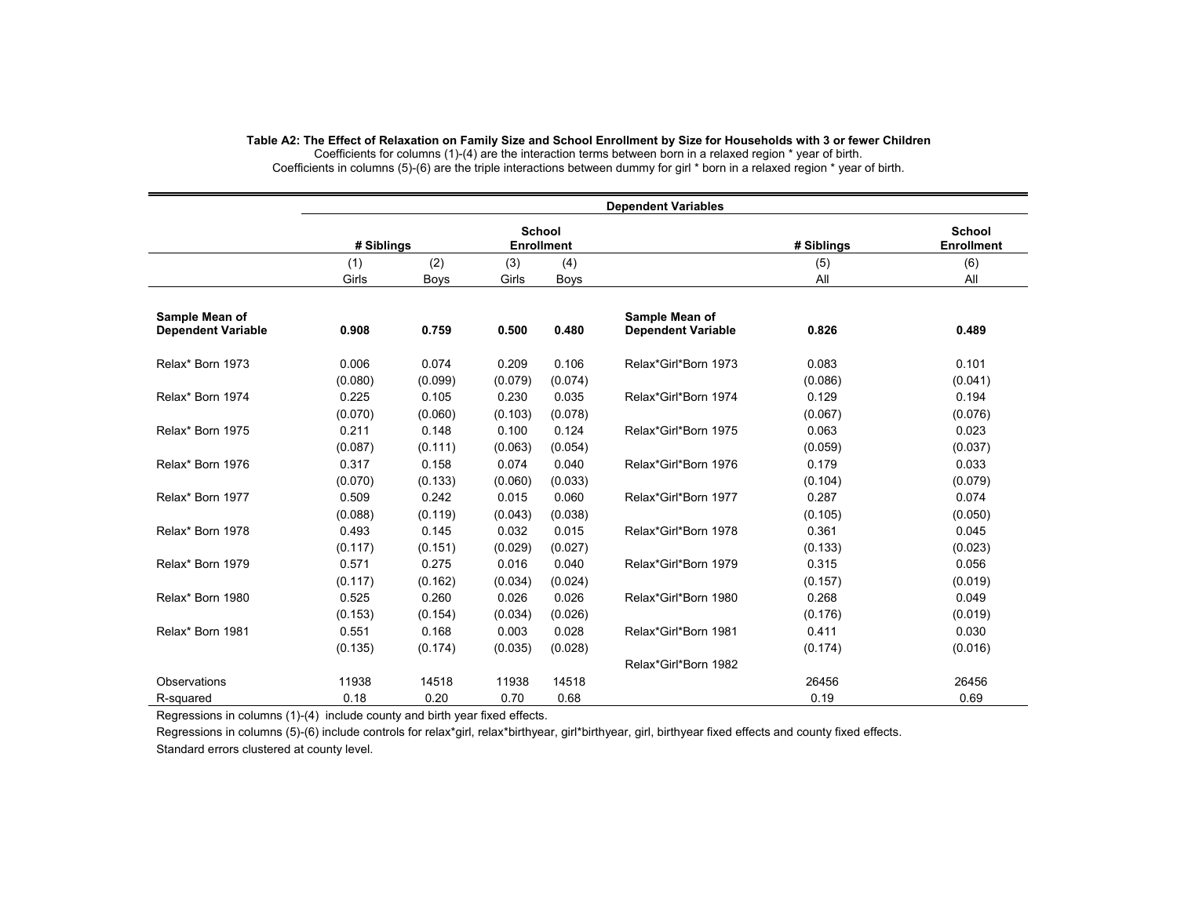**Table A2: The Effect of Relaxation on Family Size and School Enrollment by Size for Households with 3 or fewer Children**

Coefficients for columns (1)-(4) are the interaction terms between born in a relaxed region * year of birth.
Coefficients in columns (5)-(6) are the triple interactions between dummy for girl * born in a relaxed region * year of birth.

| | Dependent Variables | | | | | | |
|---|---|---|---|---|---|---|---|
| | # Siblings | | School Enrollment | | | # Siblings | School Enrollment |
| | (1) | (2) | (3) | (4) | | (5) | (6) |
| | Girls | Boys | Girls | Boys | | All | All |
| **Sample Mean of Dependent Variable** | **0.908** | **0.759** | **0.500** | **0.480** | **Sample Mean of Dependent Variable** | **0.826** | **0.489** |
| Relax* Born 1973 | 0.006 | 0.074 | 0.209 | 0.106 | Relax*Girl*Born 1973 | 0.083 | 0.101 |
| | (0.080) | (0.099) | (0.079) | (0.074) | | (0.086) | (0.041) |
| Relax* Born 1974 | 0.225 | 0.105 | 0.230 | 0.035 | Relax*Girl*Born 1974 | 0.129 | 0.194 |
| | (0.070) | (0.060) | (0.103) | (0.078) | | (0.067) | (0.076) |
| Relax* Born 1975 | 0.211 | 0.148 | 0.100 | 0.124 | Relax*Girl*Born 1975 | 0.063 | 0.023 |
| | (0.087) | (0.111) | (0.063) | (0.054) | | (0.059) | (0.037) |
| Relax* Born 1976 | 0.317 | 0.158 | 0.074 | 0.040 | Relax*Girl*Born 1976 | 0.179 | 0.033 |
| | (0.070) | (0.133) | (0.060) | (0.033) | | (0.104) | (0.079) |
| Relax* Born 1977 | 0.509 | 0.242 | 0.015 | 0.060 | Relax*Girl*Born 1977 | 0.287 | 0.074 |
| | (0.088) | (0.119) | (0.043) | (0.038) | | (0.105) | (0.050) |
| Relax* Born 1978 | 0.493 | 0.145 | 0.032 | 0.015 | Relax*Girl*Born 1978 | 0.361 | 0.045 |
| | (0.117) | (0.151) | (0.029) | (0.027) | | (0.133) | (0.023) |
| Relax* Born 1979 | 0.571 | 0.275 | 0.016 | 0.040 | Relax*Girl*Born 1979 | 0.315 | 0.056 |
| | (0.117) | (0.162) | (0.034) | (0.024) | | (0.157) | (0.019) |
| Relax* Born 1980 | 0.525 | 0.260 | 0.026 | 0.026 | Relax*Girl*Born 1980 | 0.268 | 0.049 |
| | (0.153) | (0.154) | (0.034) | (0.026) | | (0.176) | (0.019) |
| Relax* Born 1981 | 0.551 | 0.168 | 0.003 | 0.028 | Relax*Girl*Born 1981 | 0.411 | 0.030 |
| | (0.135) | (0.174) | (0.035) | (0.028) | | (0.174) | (0.016) |
| | | | | | Relax*Girl*Born 1982 | | |
| Observations | 11938 | 14518 | 11938 | 14518 | | 26456 | 26456 |
| R-squared | 0.18 | 0.20 | 0.70 | 0.68 | | 0.19 | 0.69 |

Regressions in columns (1)-(4) include county and birth year fixed effects.

Regressions in columns (5)-(6) include controls for relax*girl, relax*birthyear, girl*birthyear, girl, birthyear fixed effects and county fixed effects.

Standard errors clustered at county level.